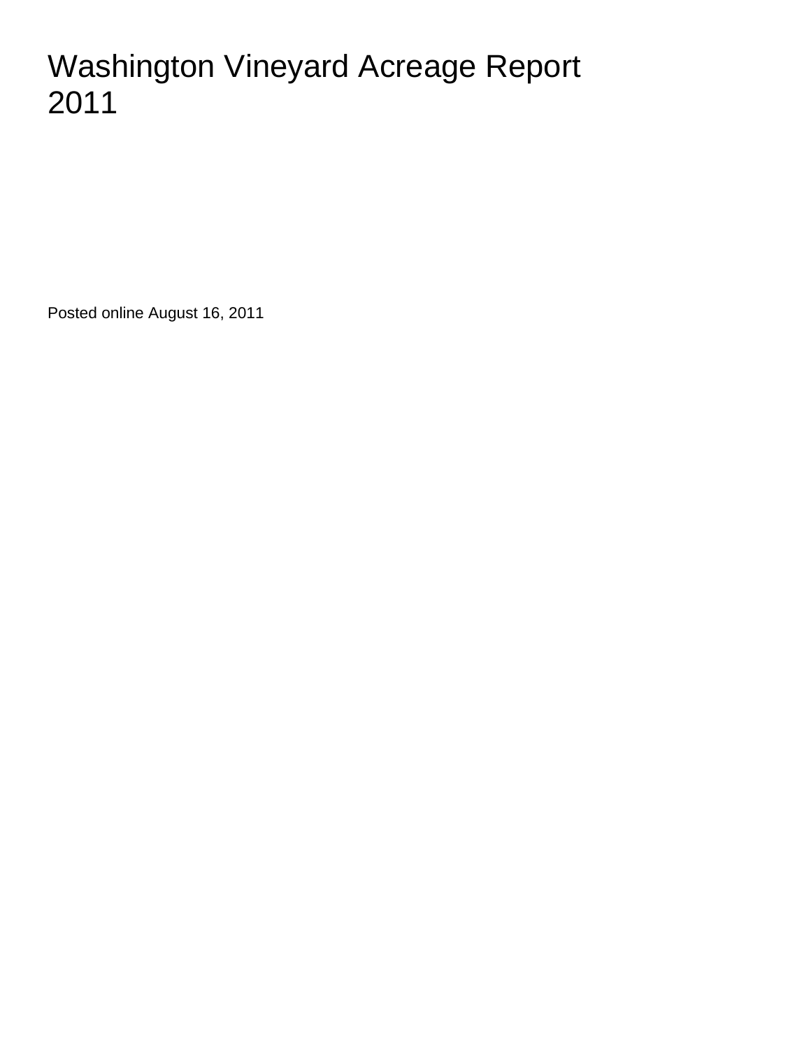# Washington Vineyard Acreage Report 2011

Posted online August 16, 2011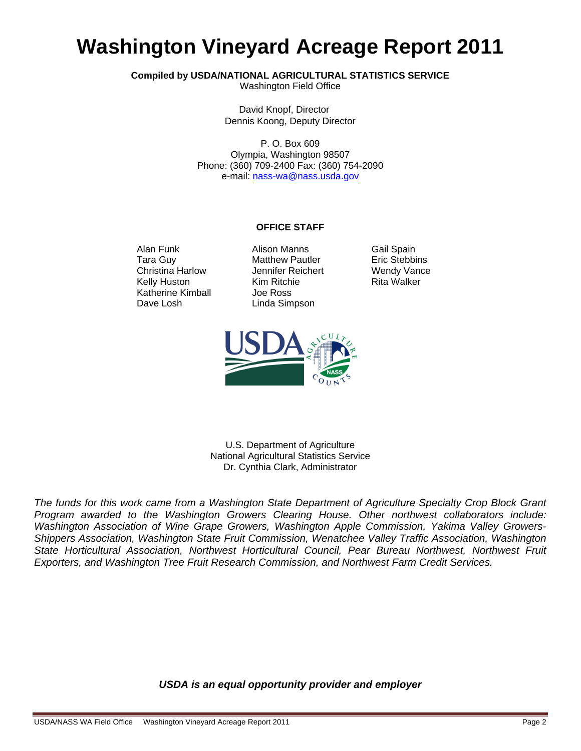# Washington Vineyard Acreage Report 2011

**Compiled by USDA/NATIONAL AGRICULTURAL STATISTICS SERVICE**
Washington Field Office

David Knopf, Director
Dennis Koong, Deputy Director

P. O. Box 609
Olympia, Washington 98507
Phone: (360) 709-2400 Fax: (360) 754-2090
e-mail: nass-wa@nass.usda.gov

**OFFICE STAFF**

Alan Funk
Tara Guy
Christina Harlow
Kelly Huston
Katherine Kimball
Dave Losh
Alison Manns
Matthew Pautler
Jennifer Reichert
Kim Ritchie
Joe Ross
Linda Simpson
Gail Spain
Eric Stebbins
Wendy Vance
Rita Walker

U.S. Department of Agriculture
National Agricultural Statistics Service
Dr. Cynthia Clark, Administrator

*The funds for this work came from a Washington State Department of Agriculture Specialty Crop Block Grant Program awarded to the Washington Growers Clearing House. Other northwest collaborators include: Washington Association of Wine Grape Growers, Washington Apple Commission, Yakima Valley Growers-Shippers Association, Washington State Fruit Commission, Wenatchee Valley Traffic Association, Washington State Horticultural Association, Northwest Horticultural Council, Pear Bureau Northwest, Northwest Fruit Exporters, and Washington Tree Fruit Research Commission, and Northwest Farm Credit Services.*

***USDA is an equal opportunity provider and employer***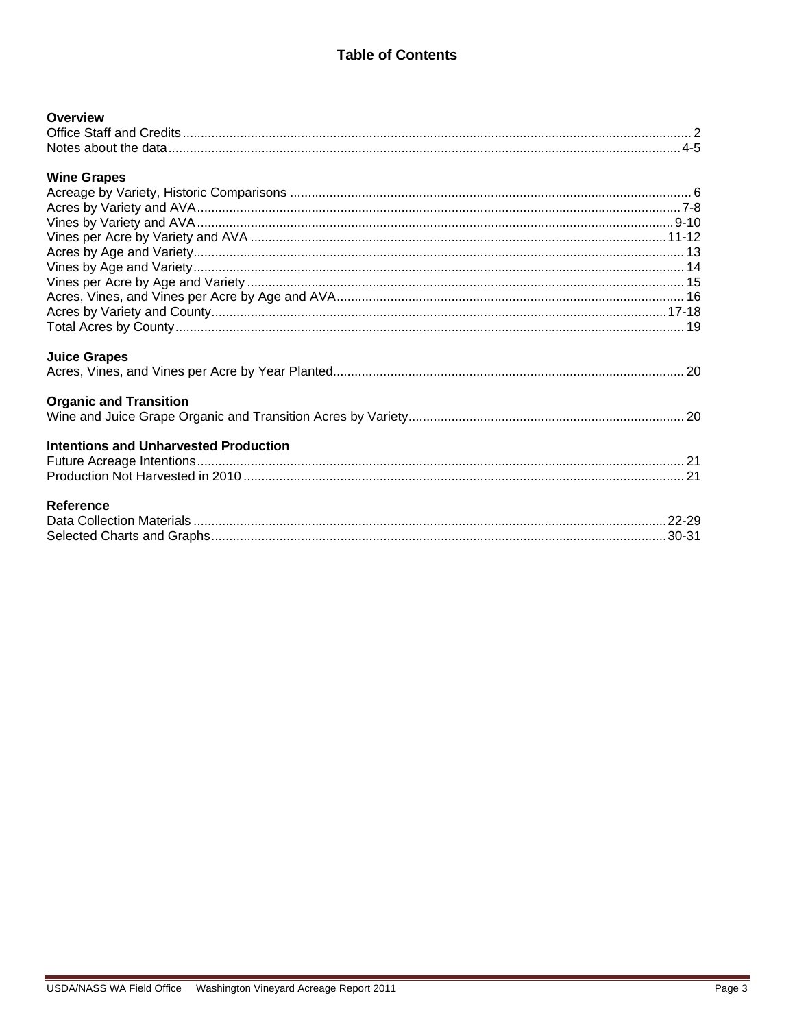# Table of Contents

**Overview**

| | |
|---|---|
| Office Staff and Credits | 2 |
| Notes about the data | 4-5 |

**Wine Grapes**

| | |
|---|---|
| Acreage by Variety, Historic Comparisons | 6 |
| Acres by Variety and AVA | 7-8 |
| Vines by Variety and AVA | 9-10 |
| Vines per Acre by Variety and AVA | 11-12 |
| Acres by Age and Variety | 13 |
| Vines by Age and Variety | 14 |
| Vines per Acre by Age and Variety | 15 |
| Acres, Vines, and Vines per Acre by Age and AVA | 16 |
| Acres by Variety and County | 17-18 |
| Total Acres by County | 19 |

**Juice Grapes**

| | |
|---|---|
| Acres, Vines, and Vines per Acre by Year Planted | 20 |

**Organic and Transition**

| | |
|---|---|
| Wine and Juice Grape Organic and Transition Acres by Variety | 20 |

**Intentions and Unharvested Production**

| | |
|---|---|
| Future Acreage Intentions | 21 |
| Production Not Harvested in 2010 | 21 |

**Reference**

| | |
|---|---|
| Data Collection Materials | 22-29 |
| Selected Charts and Graphs | 30-31 |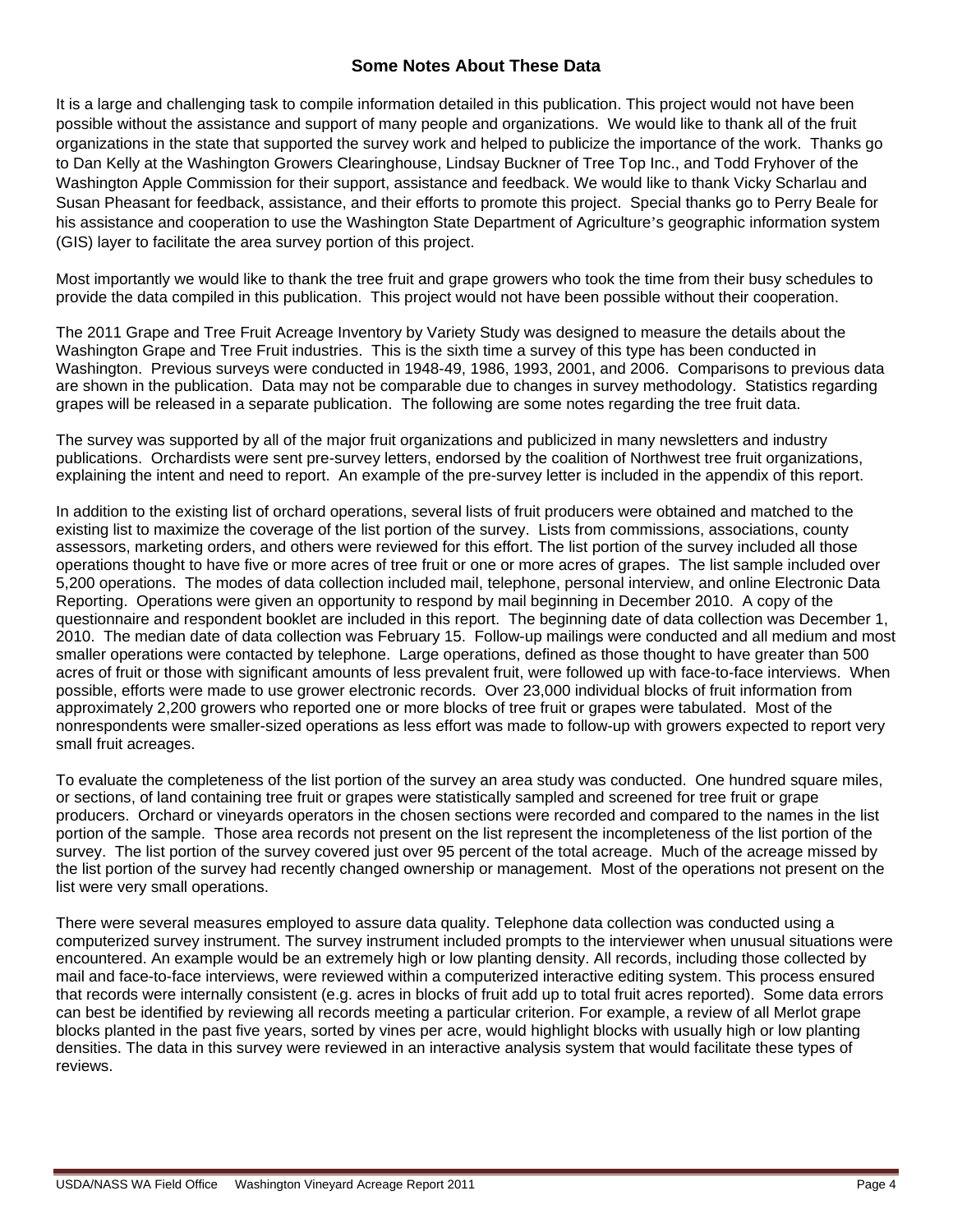## Some Notes About These Data

It is a large and challenging task to compile information detailed in this publication. This project would not have been possible without the assistance and support of many people and organizations. We would like to thank all of the fruit organizations in the state that supported the survey work and helped to publicize the importance of the work. Thanks go to Dan Kelly at the Washington Growers Clearinghouse, Lindsay Buckner of Tree Top Inc., and Todd Fryhover of the Washington Apple Commission for their support, assistance and feedback. We would like to thank Vicky Scharlau and Susan Pheasant for feedback, assistance, and their efforts to promote this project. Special thanks go to Perry Beale for his assistance and cooperation to use the Washington State Department of Agriculture's geographic information system (GIS) layer to facilitate the area survey portion of this project.

Most importantly we would like to thank the tree fruit and grape growers who took the time from their busy schedules to provide the data compiled in this publication. This project would not have been possible without their cooperation.

The 2011 Grape and Tree Fruit Acreage Inventory by Variety Study was designed to measure the details about the Washington Grape and Tree Fruit industries. This is the sixth time a survey of this type has been conducted in Washington. Previous surveys were conducted in 1948-49, 1986, 1993, 2001, and 2006. Comparisons to previous data are shown in the publication. Data may not be comparable due to changes in survey methodology. Statistics regarding grapes will be released in a separate publication. The following are some notes regarding the tree fruit data.

The survey was supported by all of the major fruit organizations and publicized in many newsletters and industry publications. Orchardists were sent pre-survey letters, endorsed by the coalition of Northwest tree fruit organizations, explaining the intent and need to report. An example of the pre-survey letter is included in the appendix of this report.

In addition to the existing list of orchard operations, several lists of fruit producers were obtained and matched to the existing list to maximize the coverage of the list portion of the survey. Lists from commissions, associations, county assessors, marketing orders, and others were reviewed for this effort. The list portion of the survey included all those operations thought to have five or more acres of tree fruit or one or more acres of grapes. The list sample included over 5,200 operations. The modes of data collection included mail, telephone, personal interview, and online Electronic Data Reporting. Operations were given an opportunity to respond by mail beginning in December 2010. A copy of the questionnaire and respondent booklet are included in this report. The beginning date of data collection was December 1, 2010. The median date of data collection was February 15. Follow-up mailings were conducted and all medium and most smaller operations were contacted by telephone. Large operations, defined as those thought to have greater than 500 acres of fruit or those with significant amounts of less prevalent fruit, were followed up with face-to-face interviews. When possible, efforts were made to use grower electronic records. Over 23,000 individual blocks of fruit information from approximately 2,200 growers who reported one or more blocks of tree fruit or grapes were tabulated. Most of the nonrespondents were smaller-sized operations as less effort was made to follow-up with growers expected to report very small fruit acreages.

To evaluate the completeness of the list portion of the survey an area study was conducted. One hundred square miles, or sections, of land containing tree fruit or grapes were statistically sampled and screened for tree fruit or grape producers. Orchard or vineyards operators in the chosen sections were recorded and compared to the names in the list portion of the sample. Those area records not present on the list represent the incompleteness of the list portion of the survey. The list portion of the survey covered just over 95 percent of the total acreage. Much of the acreage missed by the list portion of the survey had recently changed ownership or management. Most of the operations not present on the list were very small operations.

There were several measures employed to assure data quality. Telephone data collection was conducted using a computerized survey instrument. The survey instrument included prompts to the interviewer when unusual situations were encountered. An example would be an extremely high or low planting density. All records, including those collected by mail and face-to-face interviews, were reviewed within a computerized interactive editing system. This process ensured that records were internally consistent (e.g. acres in blocks of fruit add up to total fruit acres reported). Some data errors can best be identified by reviewing all records meeting a particular criterion. For example, a review of all Merlot grape blocks planted in the past five years, sorted by vines per acre, would highlight blocks with usually high or low planting densities. The data in this survey were reviewed in an interactive analysis system that would facilitate these types of reviews.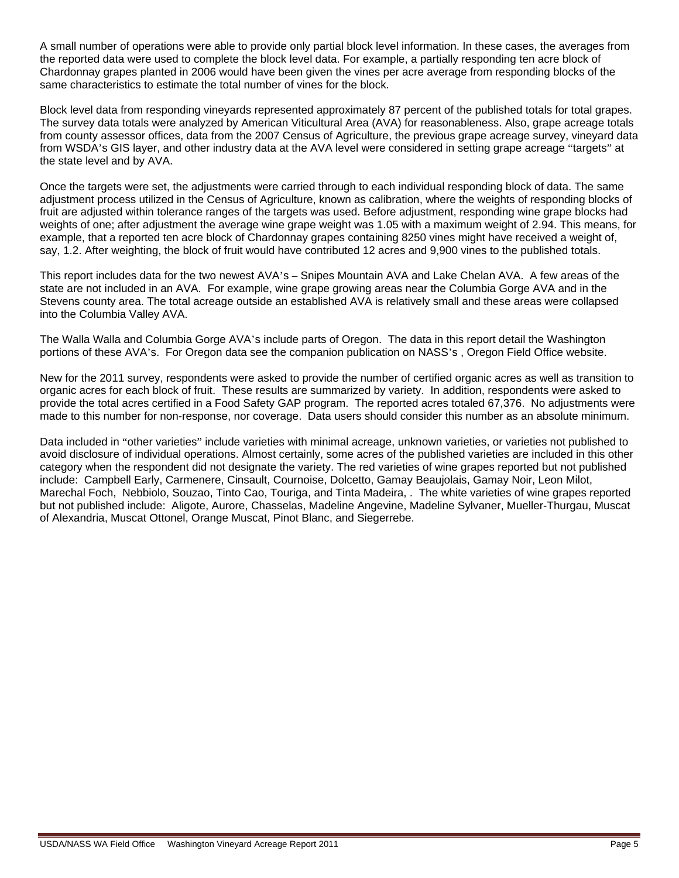A small number of operations were able to provide only partial block level information. In these cases, the averages from the reported data were used to complete the block level data. For example, a partially responding ten acre block of Chardonnay grapes planted in 2006 would have been given the vines per acre average from responding blocks of the same characteristics to estimate the total number of vines for the block.

Block level data from responding vineyards represented approximately 87 percent of the published totals for total grapes. The survey data totals were analyzed by American Viticultural Area (AVA) for reasonableness. Also, grape acreage totals from county assessor offices, data from the 2007 Census of Agriculture, the previous grape acreage survey, vineyard data from WSDA's GIS layer, and other industry data at the AVA level were considered in setting grape acreage "targets" at the state level and by AVA.

Once the targets were set, the adjustments were carried through to each individual responding block of data. The same adjustment process utilized in the Census of Agriculture, known as calibration, where the weights of responding blocks of fruit are adjusted within tolerance ranges of the targets was used. Before adjustment, responding wine grape blocks had weights of one; after adjustment the average wine grape weight was 1.05 with a maximum weight of 2.94. This means, for example, that a reported ten acre block of Chardonnay grapes containing 8250 vines might have received a weight of, say, 1.2. After weighting, the block of fruit would have contributed 12 acres and 9,900 vines to the published totals.

This report includes data for the two newest AVA's – Snipes Mountain AVA and Lake Chelan AVA. A few areas of the state are not included in an AVA. For example, wine grape growing areas near the Columbia Gorge AVA and in the Stevens county area. The total acreage outside an established AVA is relatively small and these areas were collapsed into the Columbia Valley AVA.

The Walla Walla and Columbia Gorge AVA's include parts of Oregon. The data in this report detail the Washington portions of these AVA's. For Oregon data see the companion publication on NASS's , Oregon Field Office website.

New for the 2011 survey, respondents were asked to provide the number of certified organic acres as well as transition to organic acres for each block of fruit. These results are summarized by variety. In addition, respondents were asked to provide the total acres certified in a Food Safety GAP program. The reported acres totaled 67,376. No adjustments were made to this number for non-response, nor coverage. Data users should consider this number as an absolute minimum.

Data included in "other varieties" include varieties with minimal acreage, unknown varieties, or varieties not published to avoid disclosure of individual operations. Almost certainly, some acres of the published varieties are included in this other category when the respondent did not designate the variety. The red varieties of wine grapes reported but not published include: Campbell Early, Carmenere, Cinsault, Cournoise, Dolcetto, Gamay Beaujolais, Gamay Noir, Leon Milot, Marechal Foch, Nebbiolo, Souzao, Tinto Cao, Touriga, and Tinta Madeira, . The white varieties of wine grapes reported but not published include: Aligote, Aurore, Chasselas, Madeline Angevine, Madeline Sylvaner, Mueller-Thurgau, Muscat of Alexandria, Muscat Ottonel, Orange Muscat, Pinot Blanc, and Siegerrebe.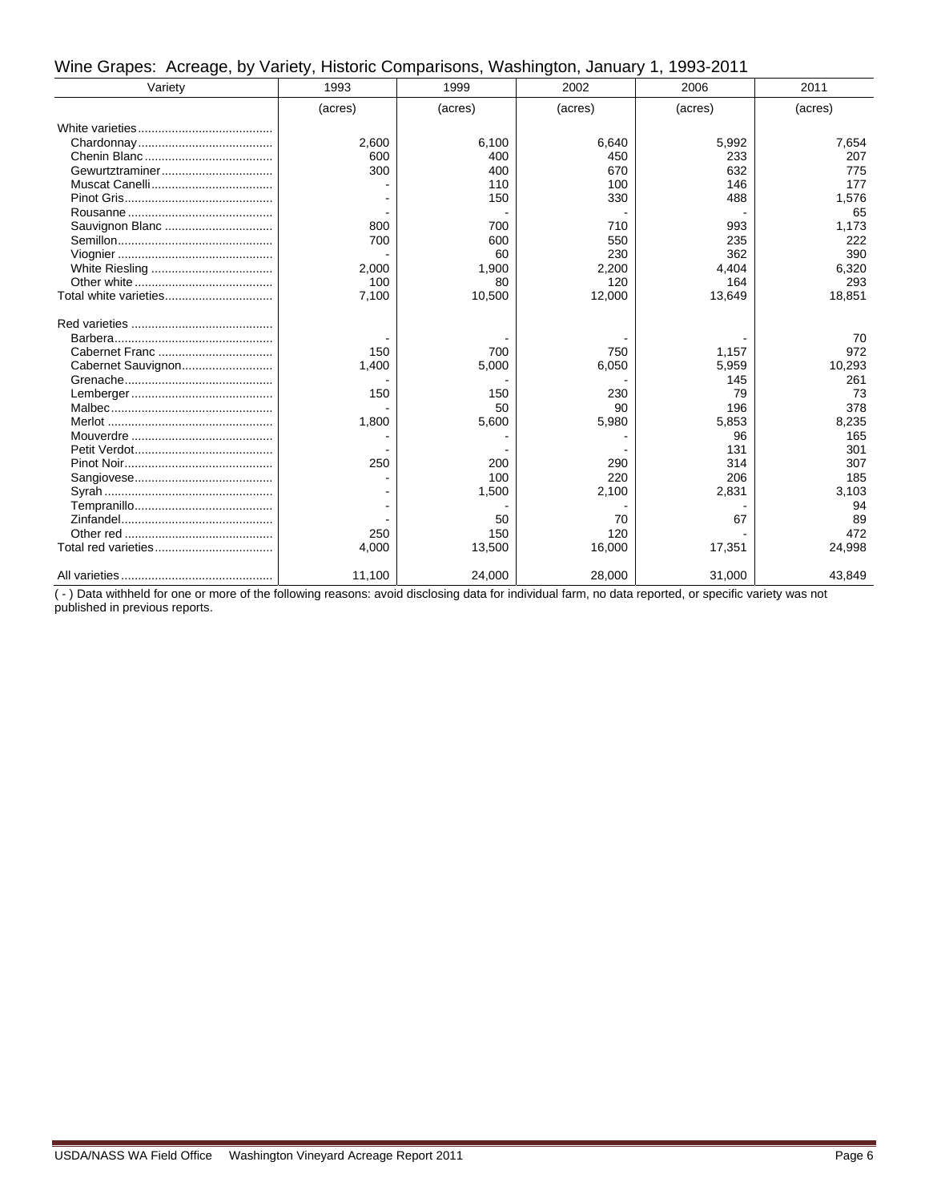## Wine Grapes: Acreage, by Variety, Historic Comparisons, Washington, January 1, 1993-2011

| Variety | 1993 | 1999 | 2002 | 2006 | 2011 |
|---|---|---|---|---|---|
| | (acres) | (acres) | (acres) | (acres) | (acres) |
| White varieties | | | | | |
| Chardonnay | 2,600 | 6,100 | 6,640 | 5,992 | 7,654 |
| Chenin Blanc | 600 | 400 | 450 | 233 | 207 |
| Gewurtztraminer | 300 | 400 | 670 | 632 | 775 |
| Muscat Canelli | - | 110 | 100 | 146 | 177 |
| Pinot Gris | - | 150 | 330 | 488 | 1,576 |
| Rousanne | - | - | - | - | 65 |
| Sauvignon Blanc | 800 | 700 | 710 | 993 | 1,173 |
| Semillon | 700 | 600 | 550 | 235 | 222 |
| Viognier | - | 60 | 230 | 362 | 390 |
| White Riesling | 2,000 | 1,900 | 2,200 | 4,404 | 6,320 |
| Other white | 100 | 80 | 120 | 164 | 293 |
| Total white varieties | 7,100 | 10,500 | 12,000 | 13,649 | 18,851 |
| | | | | | |
| Red varieties | | | | | |
| Barbera | - | - | - | - | 70 |
| Cabernet Franc | 150 | 700 | 750 | 1,157 | 972 |
| Cabernet Sauvignon | 1,400 | 5,000 | 6,050 | 5,959 | 10,293 |
| Grenache | - | - | - | 145 | 261 |
| Lemberger | 150 | 150 | 230 | 79 | 73 |
| Malbec | - | 50 | 90 | 196 | 378 |
| Merlot | 1,800 | 5,600 | 5,980 | 5,853 | 8,235 |
| Mouverdre | - | - | - | 96 | 165 |
| Petit Verdot | - | - | - | 131 | 301 |
| Pinot Noir | 250 | 200 | 290 | 314 | 307 |
| Sangiovese | - | 100 | 220 | 206 | 185 |
| Syrah | - | 1,500 | 2,100 | 2,831 | 3,103 |
| Tempranillo | - | - | - | - | 94 |
| Zinfandel | - | 50 | 70 | 67 | 89 |
| Other red | 250 | 150 | 120 | - | 472 |
| Total red varieties | 4,000 | 13,500 | 16,000 | 17,351 | 24,998 |
| | | | | | |
| All varieties | 11,100 | 24,000 | 28,000 | 31,000 | 43,849 |

( - ) Data withheld for one or more of the following reasons: avoid disclosing data for individual farm, no data reported, or specific variety was not published in previous reports.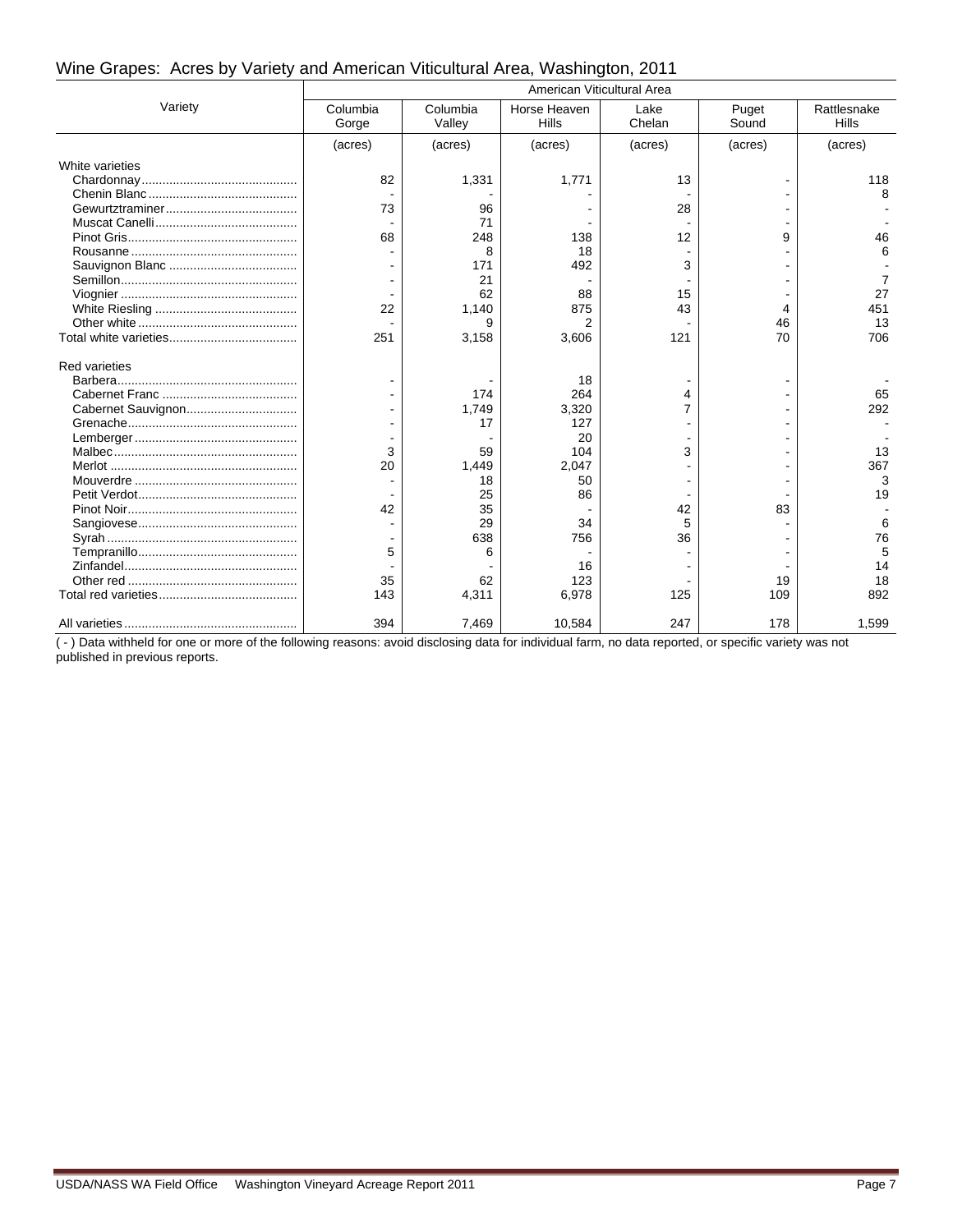## Wine Grapes: Acres by Variety and American Viticultural Area, Washington, 2011

| Variety | American Viticultural Area | | | | | |
|---|---|---|---|---|---|---|
| | Columbia Gorge | Columbia Valley | Horse Heaven Hills | Lake Chelan | Puget Sound | Rattlesnake Hills |
| | (acres) | (acres) | (acres) | (acres) | (acres) | (acres) |
| **White varieties** | | | | | | |
| Chardonnay | 82 | 1,331 | 1,771 | 13 | - | 118 |
| Chenin Blanc | - | - | - | - | - | 8 |
| Gewurtztraminer | 73 | 96 | - | 28 | - | - |
| Muscat Canelli | - | 71 | - | - | - | - |
| Pinot Gris | 68 | 248 | 138 | 12 | 9 | 46 |
| Rousanne | - | 8 | 18 | - | - | 6 |
| Sauvignon Blanc | - | 171 | 492 | 3 | - | - |
| Semillon | - | 21 | - | - | - | 7 |
| Viognier | - | 62 | 88 | 15 | - | 27 |
| White Riesling | 22 | 1,140 | 875 | 43 | 4 | 451 |
| Other white | - | 9 | 2 | - | 46 | 13 |
| Total white varieties | 251 | 3,158 | 3,606 | 121 | 70 | 706 |
| **Red varieties** | | | | | | |
| Barbera | - | - | 18 | - | - | - |
| Cabernet Franc | - | 174 | 264 | 4 | - | 65 |
| Cabernet Sauvignon | - | 1,749 | 3,320 | 7 | - | 292 |
| Grenache | - | 17 | 127 | - | - | - |
| Lemberger | - | - | 20 | - | - | - |
| Malbec | 3 | 59 | 104 | 3 | - | 13 |
| Merlot | 20 | 1,449 | 2,047 | - | - | 367 |
| Mouverdre | - | 18 | 50 | - | - | 3 |
| Petit Verdot | - | 25 | 86 | - | - | 19 |
| Pinot Noir | 42 | 35 | - | 42 | 83 | - |
| Sangiovese | - | 29 | 34 | 5 | - | 6 |
| Syrah | - | 638 | 756 | 36 | - | 76 |
| Tempranillo | 5 | 6 | - | - | - | 5 |
| Zinfandel | - | - | 16 | - | - | 14 |
| Other red | 35 | 62 | 123 | - | 19 | 18 |
| Total red varieties | 143 | 4,311 | 6,978 | 125 | 109 | 892 |
| All varieties | 394 | 7,469 | 10,584 | 247 | 178 | 1,599 |

( - ) Data withheld for one or more of the following reasons: avoid disclosing data for individual farm, no data reported, or specific variety was not published in previous reports.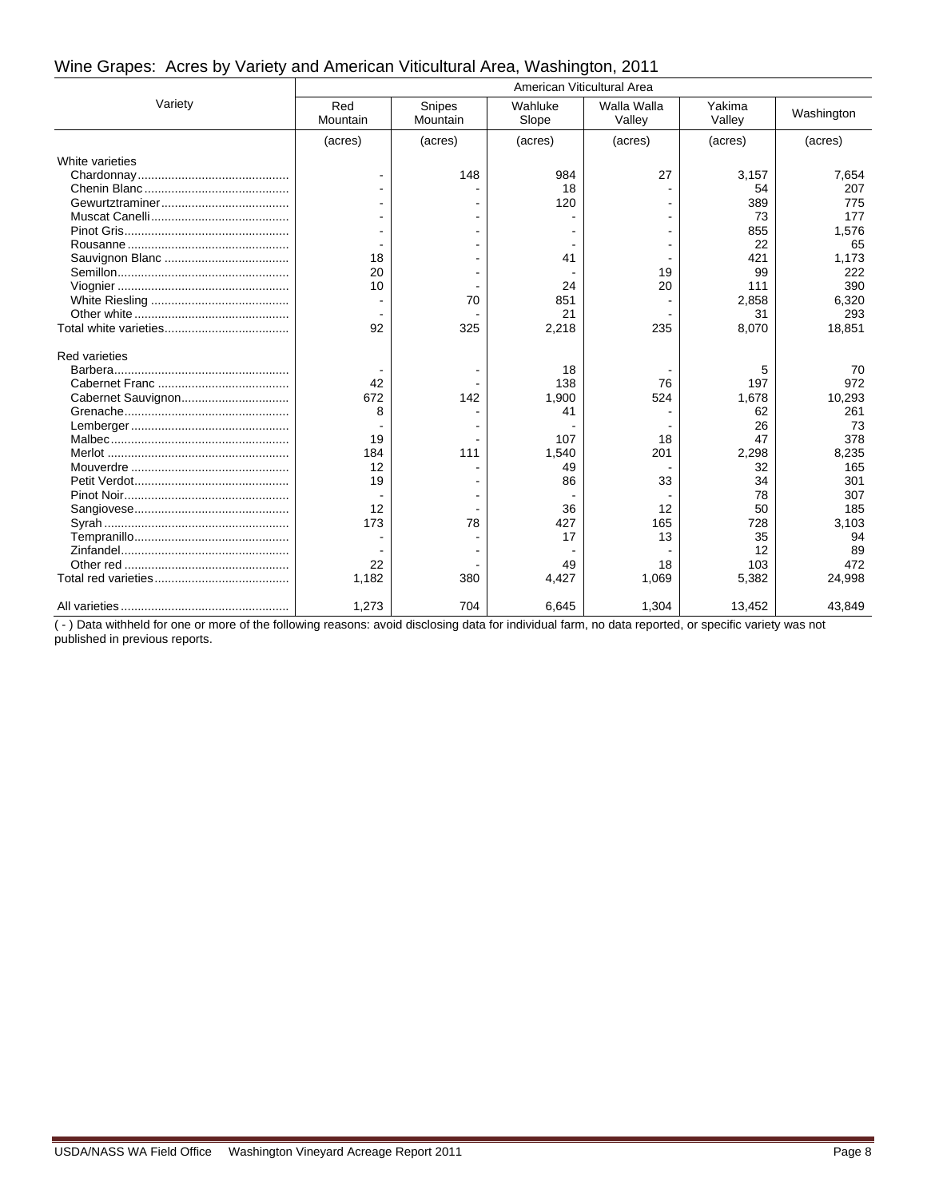## Wine Grapes: Acres by Variety and American Viticultural Area, Washington, 2011

| Variety | American Viticultural Area | | | | | |
|---|---|---|---|---|---|---|
| | Red Mountain | Snipes Mountain | Wahluke Slope | Walla Walla Valley | Yakima Valley | Washington |
| | (acres) | (acres) | (acres) | (acres) | (acres) | (acres) |
| White varieties | | | | | | |
| Chardonnay | - | 148 | 984 | 27 | 3,157 | 7,654 |
| Chenin Blanc | - | - | 18 | - | 54 | 207 |
| Gewurtztraminer | - | - | 120 | - | 389 | 775 |
| Muscat Canelli | - | - | - | - | 73 | 177 |
| Pinot Gris | - | - | - | - | 855 | 1,576 |
| Rousanne | - | - | - | - | 22 | 65 |
| Sauvignon Blanc | 18 | - | 41 | - | 421 | 1,173 |
| Semillon | 20 | - | - | 19 | 99 | 222 |
| Viognier | 10 | - | 24 | 20 | 111 | 390 |
| White Riesling | - | 70 | 851 | - | 2,858 | 6,320 |
| Other white | - | - | 21 | - | 31 | 293 |
| Total white varieties | 92 | 325 | 2,218 | 235 | 8,070 | 18,851 |
| Red varieties | | | | | | |
| Barbera | - | - | 18 | - | 5 | 70 |
| Cabernet Franc | 42 | - | 138 | 76 | 197 | 972 |
| Cabernet Sauvignon | 672 | 142 | 1,900 | 524 | 1,678 | 10,293 |
| Grenache | 8 | - | 41 | - | 62 | 261 |
| Lemberger | - | - | - | - | 26 | 73 |
| Malbec | 19 | - | 107 | 18 | 47 | 378 |
| Merlot | 184 | 111 | 1,540 | 201 | 2,298 | 8,235 |
| Mouverdre | 12 | - | 49 | - | 32 | 165 |
| Petit Verdot | 19 | - | 86 | 33 | 34 | 301 |
| Pinot Noir | - | - | - | - | 78 | 307 |
| Sangiovese | 12 | - | 36 | 12 | 50 | 185 |
| Syrah | 173 | 78 | 427 | 165 | 728 | 3,103 |
| Tempranillo | - | - | 17 | 13 | 35 | 94 |
| Zinfandel | - | - | - | - | 12 | 89 |
| Other red | 22 | - | 49 | 18 | 103 | 472 |
| Total red varieties | 1,182 | 380 | 4,427 | 1,069 | 5,382 | 24,998 |
| All varieties | 1,273 | 704 | 6,645 | 1,304 | 13,452 | 43,849 |

( - ) Data withheld for one or more of the following reasons: avoid disclosing data for individual farm, no data reported, or specific variety was not published in previous reports.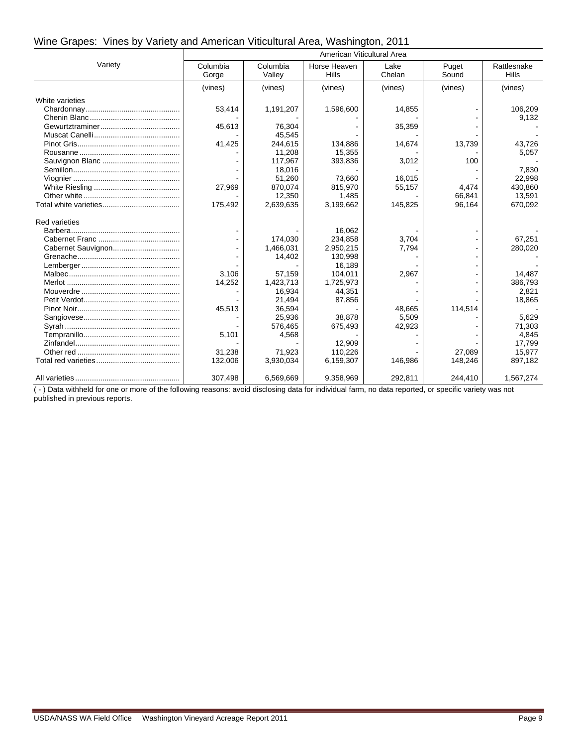## Wine Grapes: Vines by Variety and American Viticultural Area, Washington, 2011

| Variety | American Viticultural Area | | | | | |
|---|---|---|---|---|---|---|
| | Columbia Gorge | Columbia Valley | Horse Heaven Hills | Lake Chelan | Puget Sound | Rattlesnake Hills |
| | (vines) | (vines) | (vines) | (vines) | (vines) | (vines) |
| White varieties | | | | | | |
| Chardonnay | 53,414 | 1,191,207 | 1,596,600 | 14,855 | - | 106,209 |
| Chenin Blanc | - | - | - | - | - | 9,132 |
| Gewurztraminer | 45,613 | 76,304 | - | 35,359 | - | - |
| Muscat Canelli | - | 45,545 | - | - | - | - |
| Pinot Gris | 41,425 | 244,615 | 134,886 | 14,674 | 13,739 | 43,726 |
| Rousanne | - | 11,208 | 15,355 | - | - | 5,057 |
| Sauvignon Blanc | - | 117,967 | 393,836 | 3,012 | 100 | - |
| Semillon | - | 18,016 | - | - | - | 7,830 |
| Viognier | - | 51,260 | 73,660 | 16,015 | - | 22,998 |
| White Riesling | 27,969 | 870,074 | 815,970 | 55,157 | 4,474 | 430,860 |
| Other white | - | 12,350 | 1,485 | - | 66,841 | 13,591 |
| Total white varieties | 175,492 | 2,639,635 | 3,199,662 | 145,825 | 96,164 | 670,092 |
| Red varieties | | | | | | |
| Barbera | - | - | 16,062 | - | - | - |
| Cabernet Franc | - | 174,030 | 234,858 | 3,704 | - | 67,251 |
| Cabernet Sauvignon | - | 1,466,031 | 2,950,215 | 7,794 | - | 280,020 |
| Grenache | - | 14,402 | 130,998 | - | - | - |
| Lemberger | - | - | 16,189 | - | - | - |
| Malbec | 3,106 | 57,159 | 104,011 | 2,967 | - | 14,487 |
| Merlot | 14,252 | 1,423,713 | 1,725,973 | - | - | 386,793 |
| Mouverdre | - | 16,934 | 44,351 | - | - | 2,821 |
| Petit Verdot | - | 21,494 | 87,856 | - | - | 18,865 |
| Pinot Noir | 45,513 | 36,594 | - | 48,665 | 114,514 | - |
| Sangiovese | - | 25,936 | 38,878 | 5,509 | - | 5,629 |
| Syrah | - | 576,465 | 675,493 | 42,923 | - | 71,303 |
| Tempranillo | 5,101 | 4,568 | - | - | - | 4,845 |
| Zinfandel | - | - | 12,909 | - | - | 17,799 |
| Other red | 31,238 | 71,923 | 110,226 | - | 27,089 | 15,977 |
| Total red varieties | 132,006 | 3,930,034 | 6,159,307 | 146,986 | 148,246 | 897,182 |
| All varieties | 307,498 | 6,569,669 | 9,358,969 | 292,811 | 244,410 | 1,567,274 |

( - ) Data withheld for one or more of the following reasons: avoid disclosing data for individual farm, no data reported, or specific variety was not published in previous reports.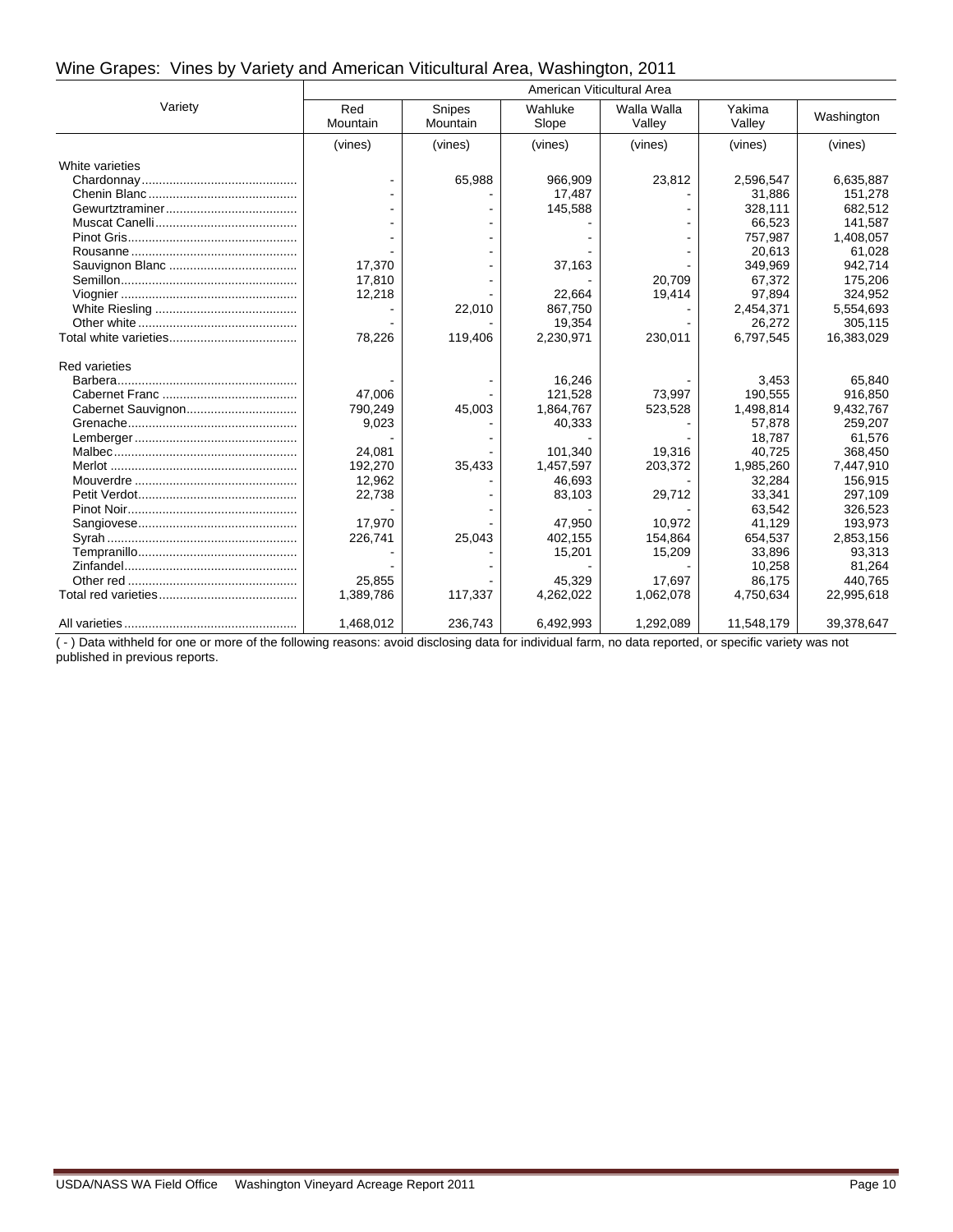# Wine Grapes: Vines by Variety and American Viticultural Area, Washington, 2011

| Variety | American Viticultural Area | | | | | |
|---|---|---|---|---|---|---|
| | Red Mountain | Snipes Mountain | Wahluke Slope | Walla Walla Valley | Yakima Valley | Washington |
| | (vines) | (vines) | (vines) | (vines) | (vines) | (vines) |
| White varieties | | | | | | |
| Chardonnay | - | 65,988 | 966,909 | 23,812 | 2,596,547 | 6,635,887 |
| Chenin Blanc | - | - | 17,487 | - | 31,886 | 151,278 |
| Gewurtztraminer | - | - | 145,588 | - | 328,111 | 682,512 |
| Muscat Canelli | - | - | - | - | 66,523 | 141,587 |
| Pinot Gris | - | - | - | - | 757,987 | 1,408,057 |
| Rousanne | - | - | - | - | 20,613 | 61,028 |
| Sauvignon Blanc | 17,370 | - | 37,163 | - | 349,969 | 942,714 |
| Semillon | 17,810 | - | - | 20,709 | 67,372 | 175,206 |
| Viognier | 12,218 | - | 22,664 | 19,414 | 97,894 | 324,952 |
| White Riesling | - | 22,010 | 867,750 | - | 2,454,371 | 5,554,693 |
| Other white | - | - | 19,354 | - | 26,272 | 305,115 |
| Total white varieties | 78,226 | 119,406 | 2,230,971 | 230,011 | 6,797,545 | 16,383,029 |
| Red varieties | | | | | | |
| Barbera | - | - | 16,246 | - | 3,453 | 65,840 |
| Cabernet Franc | 47,006 | - | 121,528 | 73,997 | 190,555 | 916,850 |
| Cabernet Sauvignon | 790,249 | 45,003 | 1,864,767 | 523,528 | 1,498,814 | 9,432,767 |
| Grenache | 9,023 | - | 40,333 | - | 57,878 | 259,207 |
| Lemberger | - | - | - | - | 18,787 | 61,576 |
| Malbec | 24,081 | - | 101,340 | 19,316 | 40,725 | 368,450 |
| Merlot | 192,270 | 35,433 | 1,457,597 | 203,372 | 1,985,260 | 7,447,910 |
| Mouverdre | 12,962 | - | 46,693 | - | 32,284 | 156,915 |
| Petit Verdot | 22,738 | - | 83,103 | 29,712 | 33,341 | 297,109 |
| Pinot Noir | - | - | - | - | 63,542 | 326,523 |
| Sangiovese | 17,970 | - | 47,950 | 10,972 | 41,129 | 193,973 |
| Syrah | 226,741 | 25,043 | 402,155 | 154,864 | 654,537 | 2,853,156 |
| Tempranillo | - | - | 15,201 | 15,209 | 33,896 | 93,313 |
| Zinfandel | - | - | - | - | 10,258 | 81,264 |
| Other red | 25,855 | - | 45,329 | 17,697 | 86,175 | 440,765 |
| Total red varieties | 1,389,786 | 117,337 | 4,262,022 | 1,062,078 | 4,750,634 | 22,995,618 |
| All varieties | 1,468,012 | 236,743 | 6,492,993 | 1,292,089 | 11,548,179 | 39,378,647 |

( - ) Data withheld for one or more of the following reasons: avoid disclosing data for individual farm, no data reported, or specific variety was not published in previous reports.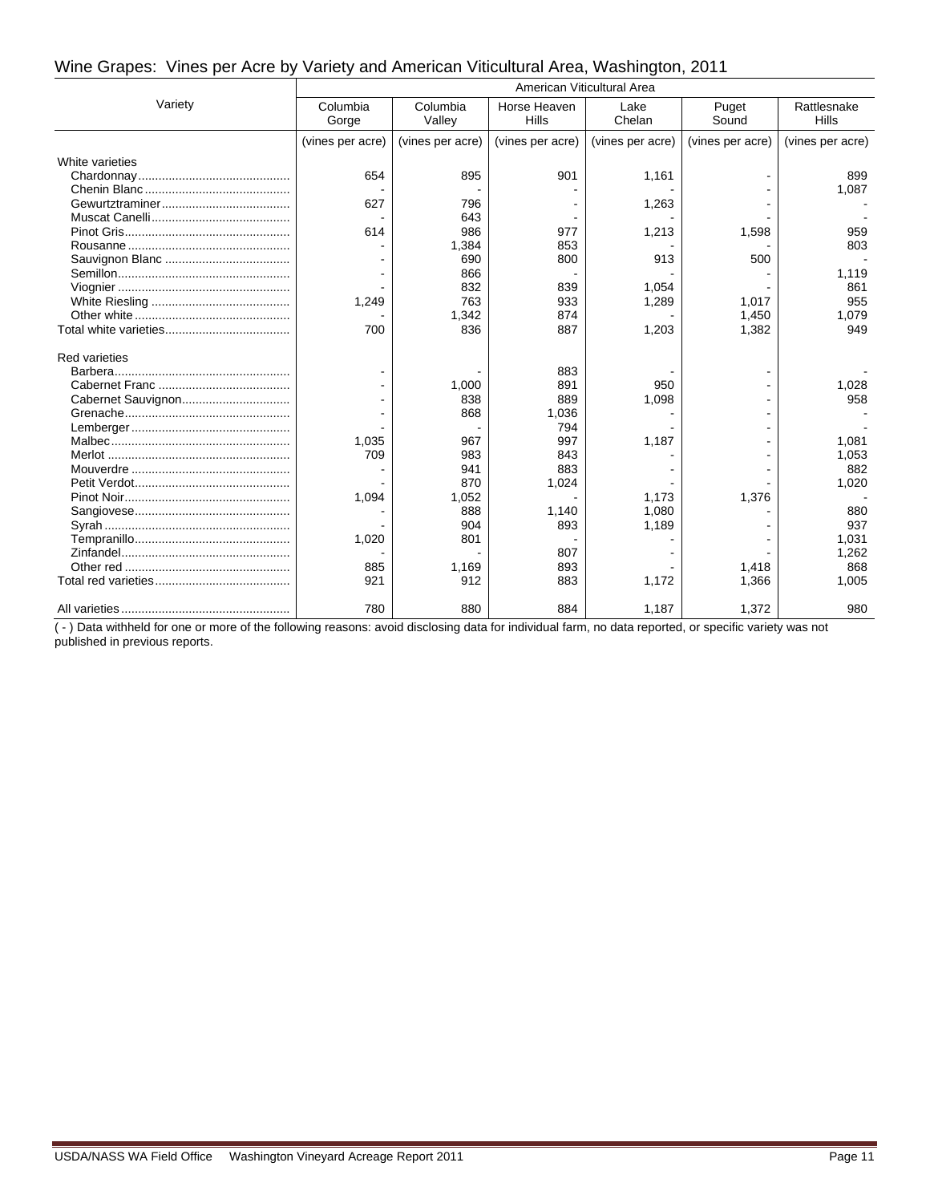## Wine Grapes: Vines per Acre by Variety and American Viticultural Area, Washington, 2011

| Variety | American Viticultural Area | | | | | |
|---|---|---|---|---|---|---|
| | Columbia Gorge | Columbia Valley | Horse Heaven Hills | Lake Chelan | Puget Sound | Rattlesnake Hills |
| | (vines per acre) | (vines per acre) | (vines per acre) | (vines per acre) | (vines per acre) | (vines per acre) |
| White varieties | | | | | | |
| Chardonnay | 654 | 895 | 901 | 1,161 | - | 899 |
| Chenin Blanc | - | - | - | - | - | 1,087 |
| Gewurtztraminer | 627 | 796 | - | 1,263 | - | - |
| Muscat Canelli | - | 643 | - | - | - | - |
| Pinot Gris | 614 | 986 | 977 | 1,213 | 1,598 | 959 |
| Rousanne | - | 1,384 | 853 | - | - | 803 |
| Sauvignon Blanc | - | 690 | 800 | 913 | 500 | - |
| Semillon | - | 866 | - | - | - | 1,119 |
| Viognier | - | 832 | 839 | 1,054 | - | 861 |
| White Riesling | 1,249 | 763 | 933 | 1,289 | 1,017 | 955 |
| Other white | - | 1,342 | 874 | - | 1,450 | 1,079 |
| Total white varieties | 700 | 836 | 887 | 1,203 | 1,382 | 949 |
| Red varieties | | | | | | |
| Barbera | - | - | 883 | - | - | - |
| Cabernet Franc | - | 1,000 | 891 | 950 | - | 1,028 |
| Cabernet Sauvignon | - | 838 | 889 | 1,098 | - | 958 |
| Grenache | - | 868 | 1,036 | - | - | - |
| Lemberger | - | - | 794 | - | - | - |
| Malbec | 1,035 | 967 | 997 | 1,187 | - | 1,081 |
| Merlot | 709 | 983 | 843 | - | - | 1,053 |
| Mouverdre | - | 941 | 883 | - | - | 882 |
| Petit Verdot | - | 870 | 1,024 | - | - | 1,020 |
| Pinot Noir | 1,094 | 1,052 | - | 1,173 | 1,376 | - |
| Sangiovese | - | 888 | 1,140 | 1,080 | - | 880 |
| Syrah | - | 904 | 893 | 1,189 | - | 937 |
| Tempranillo | 1,020 | 801 | - | - | - | 1,031 |
| Zinfandel | - | - | 807 | - | - | 1,262 |
| Other red | 885 | 1,169 | 893 | - | 1,418 | 868 |
| Total red varieties | 921 | 912 | 883 | 1,172 | 1,366 | 1,005 |
| All varieties | 780 | 880 | 884 | 1,187 | 1,372 | 980 |

( - ) Data withheld for one or more of the following reasons: avoid disclosing data for individual farm, no data reported, or specific variety was not published in previous reports.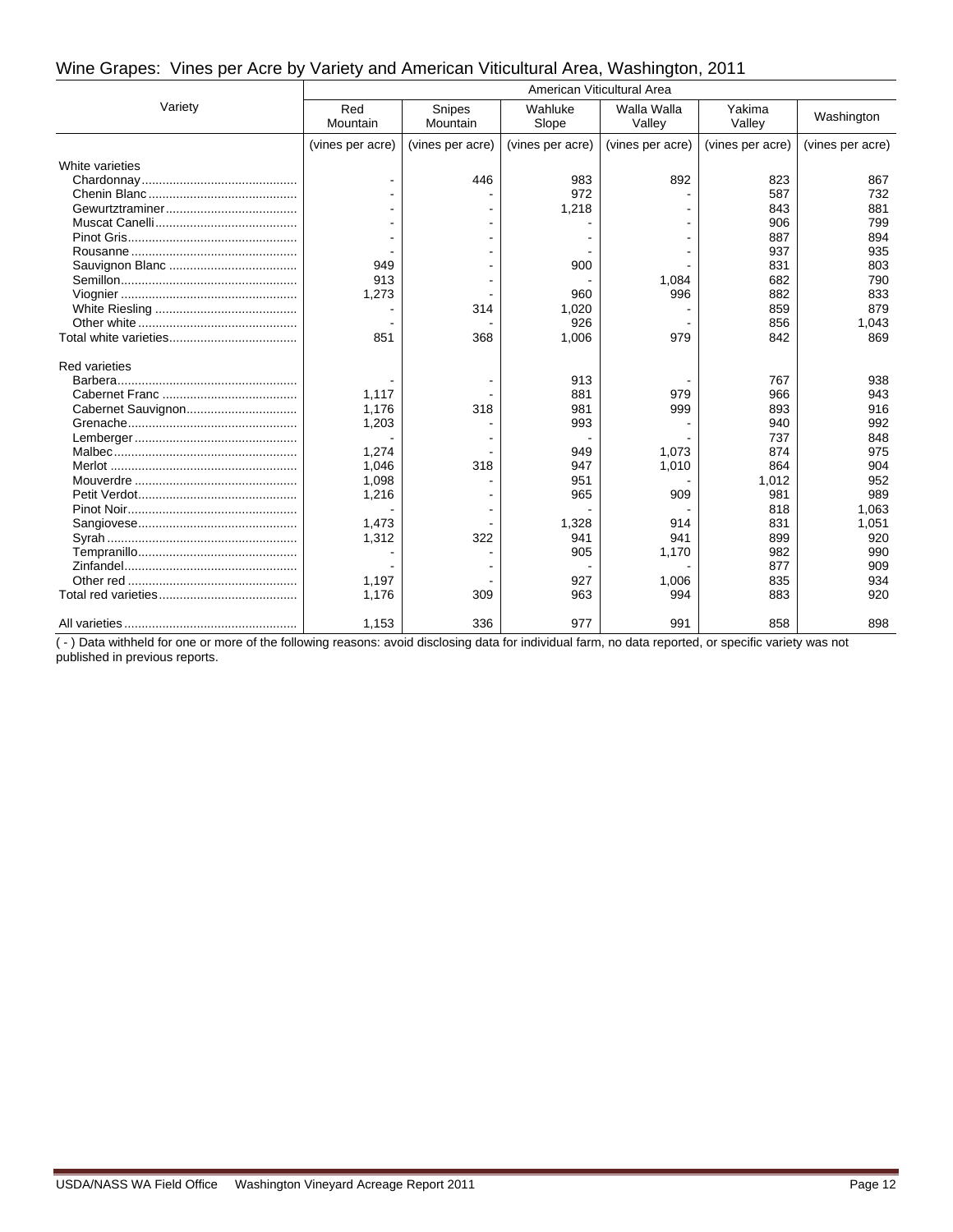## Wine Grapes: Vines per Acre by Variety and American Viticultural Area, Washington, 2011

| Variety | American Viticultural Area | | | | | |
|---|---|---|---|---|---|---|
| | Red Mountain | Snipes Mountain | Wahluke Slope | Walla Walla Valley | Yakima Valley | Washington |
| | (vines per acre) | (vines per acre) | (vines per acre) | (vines per acre) | (vines per acre) | (vines per acre) |
| White varieties | | | | | | |
| Chardonnay | - | 446 | 983 | 892 | 823 | 867 |
| Chenin Blanc | - | - | 972 | - | 587 | 732 |
| Gewurtztraminer | - | - | 1,218 | - | 843 | 881 |
| Muscat Canelli | - | - | - | - | 906 | 799 |
| Pinot Gris | - | - | - | - | 887 | 894 |
| Rousanne | - | - | - | - | 937 | 935 |
| Sauvignon Blanc | 949 | - | 900 | - | 831 | 803 |
| Semillon | 913 | - | - | 1,084 | 682 | 790 |
| Viognier | 1,273 | - | 960 | 996 | 882 | 833 |
| White Riesling | - | 314 | 1,020 | - | 859 | 879 |
| Other white | - | - | 926 | - | 856 | 1,043 |
| Total white varieties | 851 | 368 | 1,006 | 979 | 842 | 869 |
| Red varieties | | | | | | |
| Barbera | - | - | 913 | - | 767 | 938 |
| Cabernet Franc | 1,117 | - | 881 | 979 | 966 | 943 |
| Cabernet Sauvignon | 1,176 | 318 | 981 | 999 | 893 | 916 |
| Grenache | 1,203 | - | 993 | - | 940 | 992 |
| Lemberger | - | - | - | - | 737 | 848 |
| Malbec | 1,274 | - | 949 | 1,073 | 874 | 975 |
| Merlot | 1,046 | 318 | 947 | 1,010 | 864 | 904 |
| Mouverdre | 1,098 | - | 951 | - | 1,012 | 952 |
| Petit Verdot | 1,216 | - | 965 | 909 | 981 | 989 |
| Pinot Noir | - | - | - | - | 818 | 1,063 |
| Sangiovese | 1,473 | - | 1,328 | 914 | 831 | 1,051 |
| Syrah | 1,312 | 322 | 941 | 941 | 899 | 920 |
| Tempranillo | - | - | 905 | 1,170 | 982 | 990 |
| Zinfandel | - | - | - | - | 877 | 909 |
| Other red | 1,197 | - | 927 | 1,006 | 835 | 934 |
| Total red varieties | 1,176 | 309 | 963 | 994 | 883 | 920 |
| All varieties | 1,153 | 336 | 977 | 991 | 858 | 898 |

( - ) Data withheld for one or more of the following reasons: avoid disclosing data for individual farm, no data reported, or specific variety was not published in previous reports.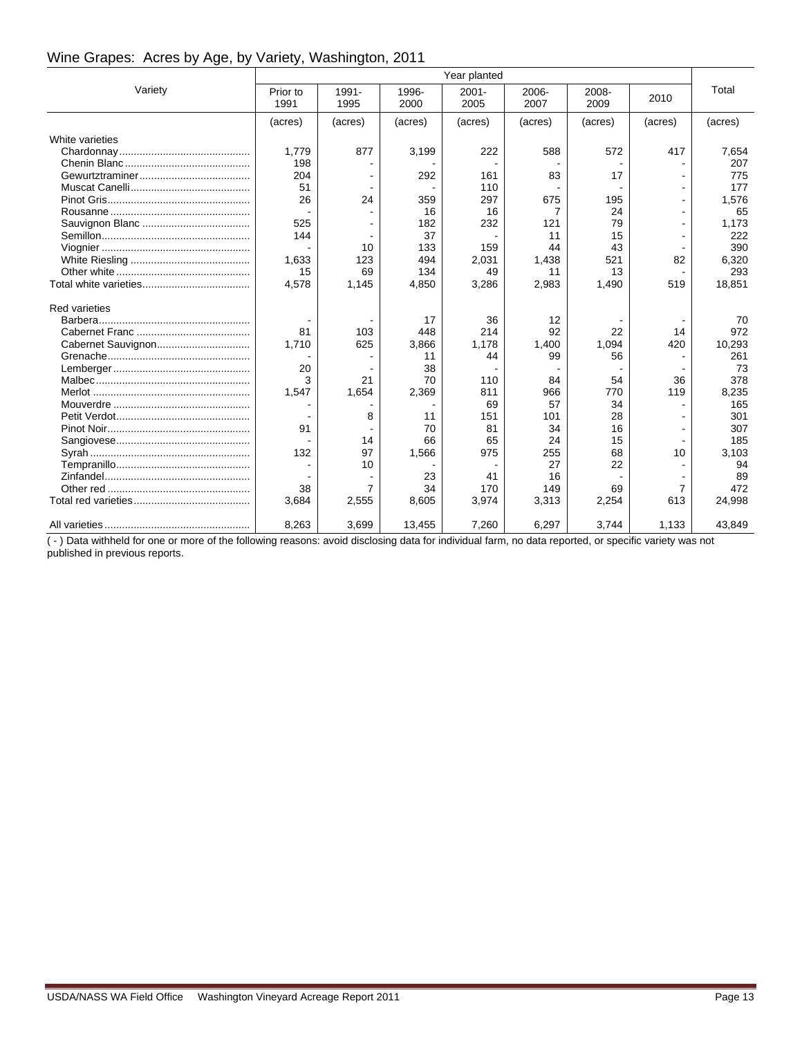## Wine Grapes: Acres by Age, by Variety, Washington, 2011

| Variety | Year planted | | | | | | | Total |
|---|---|---|---|---|---|---|---|---|
| | Prior to 1991 | 1991-1995 | 1996-2000 | 2001-2005 | 2006-2007 | 2008-2009 | 2010 | |
| | (acres) | (acres) | (acres) | (acres) | (acres) | (acres) | (acres) | (acres) |
| White varieties | | | | | | | | |
| Chardonnay | 1,779 | 877 | 3,199 | 222 | 588 | 572 | 417 | 7,654 |
| Chenin Blanc | 198 | - | - | - | - | - | - | 207 |
| Gewurtztraminer | 204 | - | 292 | 161 | 83 | 17 | - | 775 |
| Muscat Canelli | 51 | - | - | 110 | - | - | - | 177 |
| Pinot Gris | 26 | 24 | 359 | 297 | 675 | 195 | - | 1,576 |
| Rousanne | - | - | 16 | 16 | 7 | 24 | - | 65 |
| Sauvignon Blanc | 525 | - | 182 | 232 | 121 | 79 | - | 1,173 |
| Semillon | 144 | - | 37 | - | 11 | 15 | - | 222 |
| Viognier | - | 10 | 133 | 159 | 44 | 43 | - | 390 |
| White Riesling | 1,633 | 123 | 494 | 2,031 | 1,438 | 521 | 82 | 6,320 |
| Other white | 15 | 69 | 134 | 49 | 11 | 13 | - | 293 |
| Total white varieties | 4,578 | 1,145 | 4,850 | 3,286 | 2,983 | 1,490 | 519 | 18,851 |
| Red varieties | | | | | | | | |
| Barbera | - | - | 17 | 36 | 12 | - | - | 70 |
| Cabernet Franc | 81 | 103 | 448 | 214 | 92 | 22 | 14 | 972 |
| Cabernet Sauvignon | 1,710 | 625 | 3,866 | 1,178 | 1,400 | 1,094 | 420 | 10,293 |
| Grenache | - | - | 11 | 44 | 99 | 56 | - | 261 |
| Lemberger | 20 | - | 38 | - | - | - | - | 73 |
| Malbec | 3 | 21 | 70 | 110 | 84 | 54 | 36 | 378 |
| Merlot | 1,547 | 1,654 | 2,369 | 811 | 966 | 770 | 119 | 8,235 |
| Mouverdre | - | - | - | 69 | 57 | 34 | - | 165 |
| Petit Verdot | - | 8 | 11 | 151 | 101 | 28 | - | 301 |
| Pinot Noir | 91 | - | 70 | 81 | 34 | 16 | - | 307 |
| Sangiovese | - | 14 | 66 | 65 | 24 | 15 | - | 185 |
| Syrah | 132 | 97 | 1,566 | 975 | 255 | 68 | 10 | 3,103 |
| Tempranillo | - | 10 | - | - | 27 | 22 | - | 94 |
| Zinfandel | - | - | 23 | 41 | 16 | - | - | 89 |
| Other red | 38 | 7 | 34 | 170 | 149 | 69 | 7 | 472 |
| Total red varieties | 3,684 | 2,555 | 8,605 | 3,974 | 3,313 | 2,254 | 613 | 24,998 |
| All varieties | 8,263 | 3,699 | 13,455 | 7,260 | 6,297 | 3,744 | 1,133 | 43,849 |

( - ) Data withheld for one or more of the following reasons: avoid disclosing data for individual farm, no data reported, or specific variety was not published in previous reports.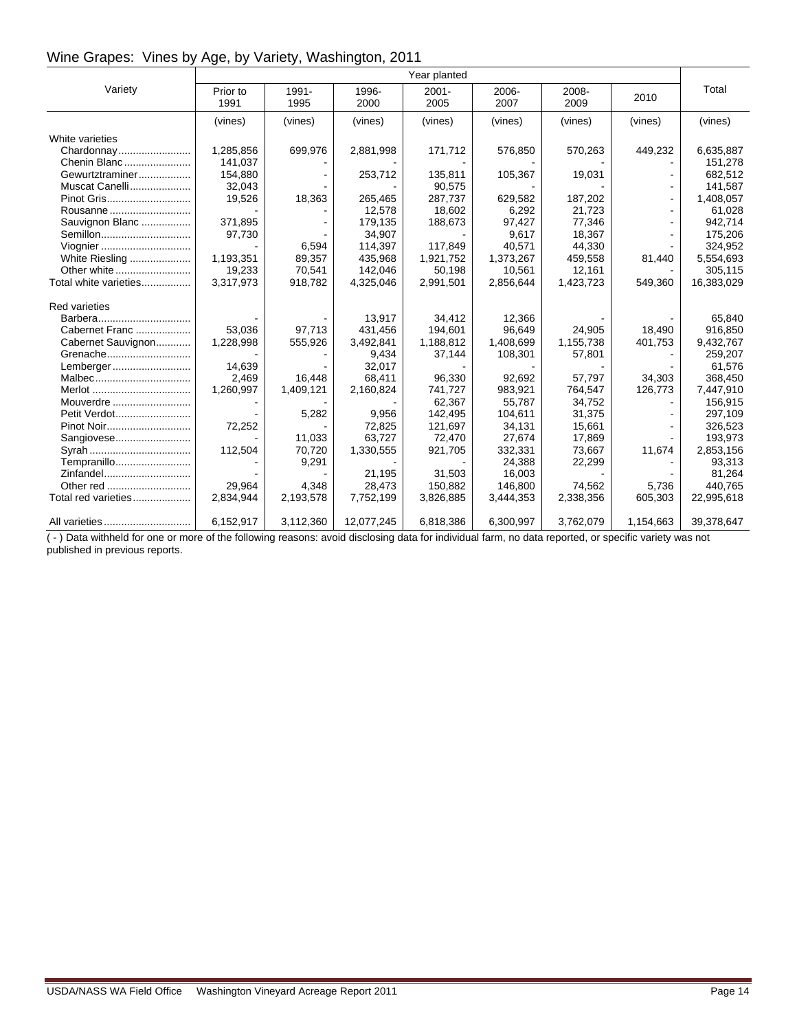## Wine Grapes: Vines by Age, by Variety, Washington, 2011

| Variety | Year planted | | | | | | | Total |
|---|---|---|---|---|---|---|---|---|
| | Prior to 1991 | 1991-1995 | 1996-2000 | 2001-2005 | 2006-2007 | 2008-2009 | 2010 | |
| | (vines) | (vines) | (vines) | (vines) | (vines) | (vines) | (vines) | (vines) |
| White varieties | | | | | | | | |
| Chardonnay | 1,285,856 | 699,976 | 2,881,998 | 171,712 | 576,850 | 570,263 | 449,232 | 6,635,887 |
| Chenin Blanc | 141,037 | - | - | - | - | - | - | 151,278 |
| Gewurtztraminer | 154,880 | - | 253,712 | 135,811 | 105,367 | 19,031 | - | 682,512 |
| Muscat Canelli | 32,043 | - | - | 90,575 | - | - | - | 141,587 |
| Pinot Gris | 19,526 | 18,363 | 265,465 | 287,737 | 629,582 | 187,202 | - | 1,408,057 |
| Rousanne | - | - | 12,578 | 18,602 | 6,292 | 21,723 | - | 61,028 |
| Sauvignon Blanc | 371,895 | - | 179,135 | 188,673 | 97,427 | 77,346 | - | 942,714 |
| Semillon | 97,730 | - | 34,907 | - | 9,617 | 18,367 | - | 175,206 |
| Viognier | - | 6,594 | 114,397 | 117,849 | 40,571 | 44,330 | - | 324,952 |
| White Riesling | 1,193,351 | 89,357 | 435,968 | 1,921,752 | 1,373,267 | 459,558 | 81,440 | 5,554,693 |
| Other white | 19,233 | 70,541 | 142,046 | 50,198 | 10,561 | 12,161 | - | 305,115 |
| Total white varieties | 3,317,973 | 918,782 | 4,325,046 | 2,991,501 | 2,856,644 | 1,423,723 | 549,360 | 16,383,029 |
| | | | | | | | | |
| Red varieties | | | | | | | | |
| Barbera | - | - | 13,917 | 34,412 | 12,366 | - | - | 65,840 |
| Cabernet Franc | 53,036 | 97,713 | 431,456 | 194,601 | 96,649 | 24,905 | 18,490 | 916,850 |
| Cabernet Sauvignon | 1,228,998 | 555,926 | 3,492,841 | 1,188,812 | 1,408,699 | 1,155,738 | 401,753 | 9,432,767 |
| Grenache | - | - | 9,434 | 37,144 | 108,301 | 57,801 | - | 259,207 |
| Lemberger | 14,639 | - | 32,017 | - | - | - | - | 61,576 |
| Malbec | 2,469 | 16,448 | 68,411 | 96,330 | 92,692 | 57,797 | 34,303 | 368,450 |
| Merlot | 1,260,997 | 1,409,121 | 2,160,824 | 741,727 | 983,921 | 764,547 | 126,773 | 7,447,910 |
| Mouverdre | - | - | - | 62,367 | 55,787 | 34,752 | - | 156,915 |
| Petit Verdot | - | 5,282 | 9,956 | 142,495 | 104,611 | 31,375 | - | 297,109 |
| Pinot Noir | 72,252 | - | 72,825 | 121,697 | 34,131 | 15,661 | - | 326,523 |
| Sangiovese | - | 11,033 | 63,727 | 72,470 | 27,674 | 17,869 | - | 193,973 |
| Syrah | 112,504 | 70,720 | 1,330,555 | 921,705 | 332,331 | 73,667 | 11,674 | 2,853,156 |
| Tempranillo | - | 9,291 | - | - | 24,388 | 22,299 | - | 93,313 |
| Zinfandel | - | - | 21,195 | 31,503 | 16,003 | - | - | 81,264 |
| Other red | 29,964 | 4,348 | 28,473 | 150,882 | 146,800 | 74,562 | 5,736 | 440,765 |
| Total red varieties | 2,834,944 | 2,193,578 | 7,752,199 | 3,826,885 | 3,444,353 | 2,338,356 | 605,303 | 22,995,618 |
| | | | | | | | | |
| All varieties | 6,152,917 | 3,112,360 | 12,077,245 | 6,818,386 | 6,300,997 | 3,762,079 | 1,154,663 | 39,378,647 |

( - ) Data withheld for one or more of the following reasons: avoid disclosing data for individual farm, no data reported, or specific variety was not published in previous reports.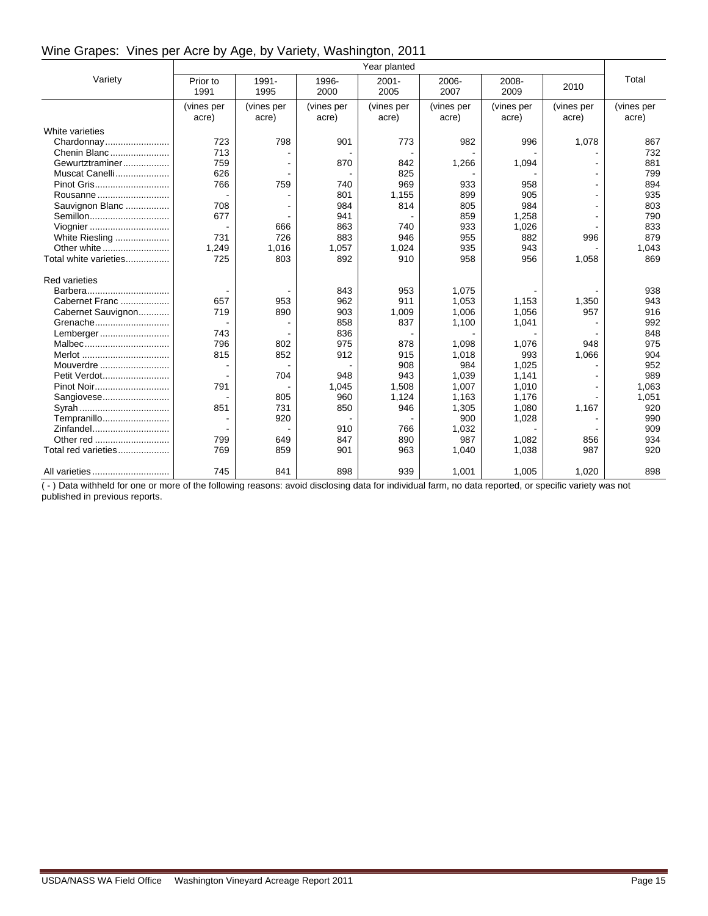# Wine Grapes: Vines per Acre by Age, by Variety, Washington, 2011

| Variety | Year planted | | | | | | | Total |
|---|---|---|---|---|---|---|---|---|
| | Prior to 1991 | 1991-1995 | 1996-2000 | 2001-2005 | 2006-2007 | 2008-2009 | 2010 | |
| | (vines per acre) | (vines per acre) | (vines per acre) | (vines per acre) | (vines per acre) | (vines per acre) | (vines per acre) | (vines per acre) |
| White varieties | | | | | | | | |
| Chardonnay | 723 | 798 | 901 | 773 | 982 | 996 | 1,078 | 867 |
| Chenin Blanc | 713 | - | - | - | - | - | - | 732 |
| Gewurztraminer | 759 | - | 870 | 842 | 1,266 | 1,094 | - | 881 |
| Muscat Canelli | 626 | - | - | 825 | - | - | - | 799 |
| Pinot Gris | 766 | 759 | 740 | 969 | 933 | 958 | - | 894 |
| Rousanne | - | - | 801 | 1,155 | 899 | 905 | - | 935 |
| Sauvignon Blanc | 708 | - | 984 | 814 | 805 | 984 | - | 803 |
| Semillon | 677 | - | 941 | - | 859 | 1,258 | - | 790 |
| Viognier | - | 666 | 863 | 740 | 933 | 1,026 | - | 833 |
| White Riesling | 731 | 726 | 883 | 946 | 955 | 882 | 996 | 879 |
| Other white | 1,249 | 1,016 | 1,057 | 1,024 | 935 | 943 | - | 1,043 |
| Total white varieties | 725 | 803 | 892 | 910 | 958 | 956 | 1,058 | 869 |
| | | | | | | | | |
| Red varieties | | | | | | | | |
| Barbera | - | - | 843 | 953 | 1,075 | - | - | 938 |
| Cabernet Franc | 657 | 953 | 962 | 911 | 1,053 | 1,153 | 1,350 | 943 |
| Cabernet Sauvignon | 719 | 890 | 903 | 1,009 | 1,006 | 1,056 | 957 | 916 |
| Grenache | - | - | 858 | 837 | 1,100 | 1,041 | - | 992 |
| Lemberger | 743 | - | 836 | - | - | - | - | 848 |
| Malbec | 796 | 802 | 975 | 878 | 1,098 | 1,076 | 948 | 975 |
| Merlot | 815 | 852 | 912 | 915 | 1,018 | 993 | 1,066 | 904 |
| Mouverdre | - | - | - | 908 | 984 | 1,025 | - | 952 |
| Petit Verdot | - | 704 | 948 | 943 | 1,039 | 1,141 | - | 989 |
| Pinot Noir | 791 | - | 1,045 | 1,508 | 1,007 | 1,010 | - | 1,063 |
| Sangiovese | - | 805 | 960 | 1,124 | 1,163 | 1,176 | - | 1,051 |
| Syrah | 851 | 731 | 850 | 946 | 1,305 | 1,080 | 1,167 | 920 |
| Tempranillo | - | 920 | - | - | 900 | 1,028 | - | 990 |
| Zinfandel | - | - | 910 | 766 | 1,032 | - | - | 909 |
| Other red | 799 | 649 | 847 | 890 | 987 | 1,082 | 856 | 934 |
| Total red varieties | 769 | 859 | 901 | 963 | 1,040 | 1,038 | 987 | 920 |
| | | | | | | | | |
| All varieties | 745 | 841 | 898 | 939 | 1,001 | 1,005 | 1,020 | 898 |

( - ) Data withheld for one or more of the following reasons: avoid disclosing data for individual farm, no data reported, or specific variety was not published in previous reports.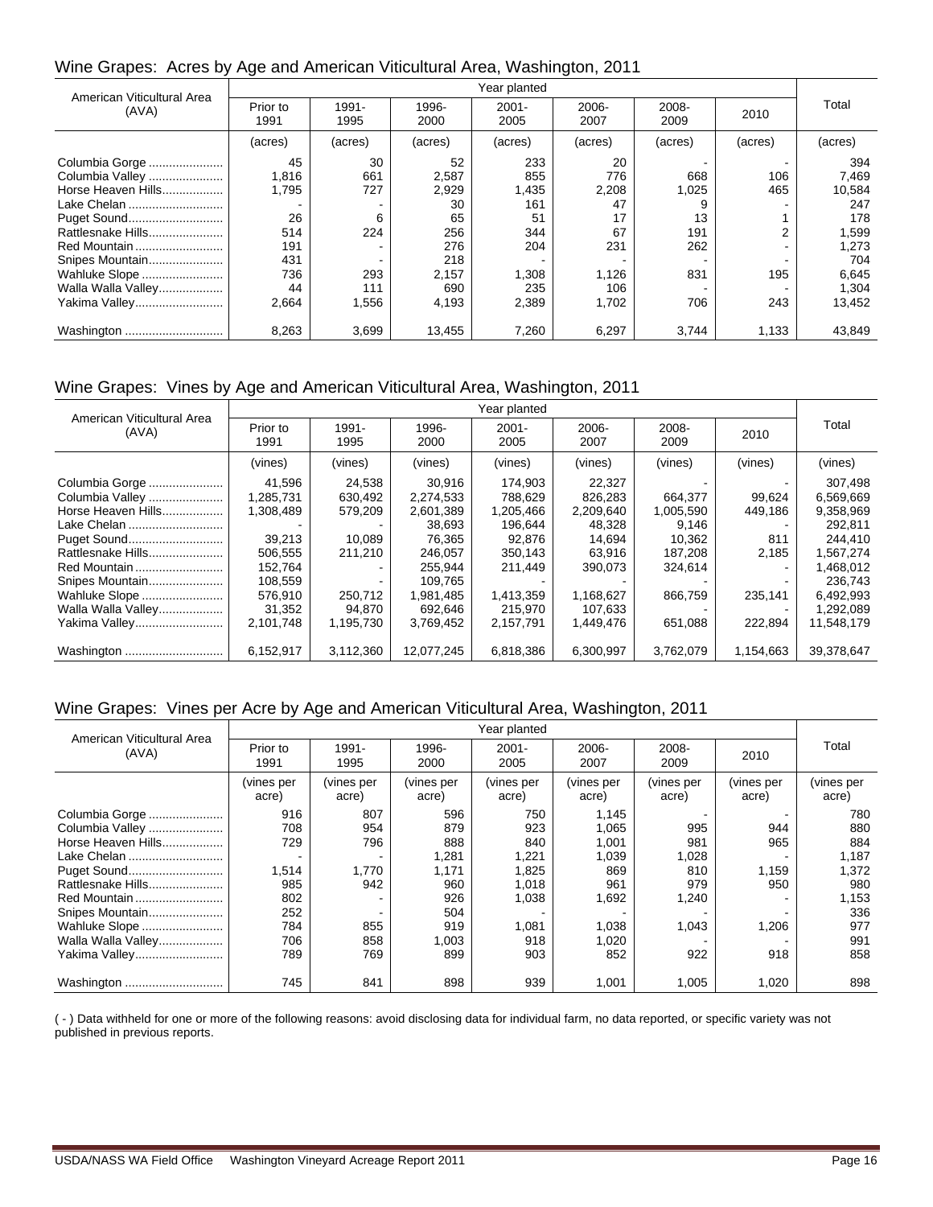## Wine Grapes: Acres by Age and American Viticultural Area, Washington, 2011

| American Viticultural Area (AVA) | Year planted | | | | | | | Total |
|---|---|---|---|---|---|---|---|---|
| | Prior to 1991 | 1991-1995 | 1996-2000 | 2001-2005 | 2006-2007 | 2008-2009 | 2010 | |
| | (acres) | (acres) | (acres) | (acres) | (acres) | (acres) | (acres) | (acres) |
| Columbia Gorge | 45 | 30 | 52 | 233 | 20 | - | - | 394 |
| Columbia Valley | 1,816 | 661 | 2,587 | 855 | 776 | 668 | 106 | 7,469 |
| Horse Heaven Hills | 1,795 | 727 | 2,929 | 1,435 | 2,208 | 1,025 | 465 | 10,584 |
| Lake Chelan | - | - | 30 | 161 | 47 | 9 | - | 247 |
| Puget Sound | 26 | 6 | 65 | 51 | 17 | 13 | 1 | 178 |
| Rattlesnake Hills | 514 | 224 | 256 | 344 | 67 | 191 | 2 | 1,599 |
| Red Mountain | 191 | - | 276 | 204 | 231 | 262 | - | 1,273 |
| Snipes Mountain | 431 | - | 218 | - | - | - | - | 704 |
| Wahluke Slope | 736 | 293 | 2,157 | 1,308 | 1,126 | 831 | 195 | 6,645 |
| Walla Walla Valley | 44 | 111 | 690 | 235 | 106 | - | - | 1,304 |
| Yakima Valley | 2,664 | 1,556 | 4,193 | 2,389 | 1,702 | 706 | 243 | 13,452 |
| Washington | 8,263 | 3,699 | 13,455 | 7,260 | 6,297 | 3,744 | 1,133 | 43,849 |

## Wine Grapes: Vines by Age and American Viticultural Area, Washington, 2011

| American Viticultural Area (AVA) | Year planted | | | | | | | Total |
|---|---|---|---|---|---|---|---|---|
| | Prior to 1991 | 1991-1995 | 1996-2000 | 2001-2005 | 2006-2007 | 2008-2009 | 2010 | |
| | (vines) | (vines) | (vines) | (vines) | (vines) | (vines) | (vines) | (vines) |
| Columbia Gorge | 41,596 | 24,538 | 30,916 | 174,903 | 22,327 | - | - | 307,498 |
| Columbia Valley | 1,285,731 | 630,492 | 2,274,533 | 788,629 | 826,283 | 664,377 | 99,624 | 6,569,669 |
| Horse Heaven Hills | 1,308,489 | 579,209 | 2,601,389 | 1,205,466 | 2,209,640 | 1,005,590 | 449,186 | 9,358,969 |
| Lake Chelan | - | - | 38,693 | 196,644 | 48,328 | 9,146 | - | 292,811 |
| Puget Sound | 39,213 | 10,089 | 76,365 | 92,876 | 14,694 | 10,362 | 811 | 244,410 |
| Rattlesnake Hills | 506,555 | 211,210 | 246,057 | 350,143 | 63,916 | 187,208 | 2,185 | 1,567,274 |
| Red Mountain | 152,764 | - | 255,944 | 211,449 | 390,073 | 324,614 | - | 1,468,012 |
| Snipes Mountain | 108,559 | - | 109,765 | - | - | - | - | 236,743 |
| Wahluke Slope | 576,910 | 250,712 | 1,981,485 | 1,413,359 | 1,168,627 | 866,759 | 235,141 | 6,492,993 |
| Walla Walla Valley | 31,352 | 94,870 | 692,646 | 215,970 | 107,633 | - | - | 1,292,089 |
| Yakima Valley | 2,101,748 | 1,195,730 | 3,769,452 | 2,157,791 | 1,449,476 | 651,088 | 222,894 | 11,548,179 |
| Washington | 6,152,917 | 3,112,360 | 12,077,245 | 6,818,386 | 6,300,997 | 3,762,079 | 1,154,663 | 39,378,647 |

## Wine Grapes: Vines per Acre by Age and American Viticultural Area, Washington, 2011

| American Viticultural Area (AVA) | Year planted | | | | | | | Total |
|---|---|---|---|---|---|---|---|---|
| | Prior to 1991 | 1991-1995 | 1996-2000 | 2001-2005 | 2006-2007 | 2008-2009 | 2010 | |
| | (vines per acre) | (vines per acre) | (vines per acre) | (vines per acre) | (vines per acre) | (vines per acre) | (vines per acre) | (vines per acre) |
| Columbia Gorge | 916 | 807 | 596 | 750 | 1,145 | - | - | 780 |
| Columbia Valley | 708 | 954 | 879 | 923 | 1,065 | 995 | 944 | 880 |
| Horse Heaven Hills | 729 | 796 | 888 | 840 | 1,001 | 981 | 965 | 884 |
| Lake Chelan | - | - | 1,281 | 1,221 | 1,039 | 1,028 | - | 1,187 |
| Puget Sound | 1,514 | 1,770 | 1,171 | 1,825 | 869 | 810 | 1,159 | 1,372 |
| Rattlesnake Hills | 985 | 942 | 960 | 1,018 | 961 | 979 | 950 | 980 |
| Red Mountain | 802 | - | 926 | 1,038 | 1,692 | 1,240 | - | 1,153 |
| Snipes Mountain | 252 | - | 504 | - | - | - | - | 336 |
| Wahluke Slope | 784 | 855 | 919 | 1,081 | 1,038 | 1,043 | 1,206 | 977 |
| Walla Walla Valley | 706 | 858 | 1,003 | 918 | 1,020 | - | - | 991 |
| Yakima Valley | 789 | 769 | 899 | 903 | 852 | 922 | 918 | 858 |
| Washington | 745 | 841 | 898 | 939 | 1,001 | 1,005 | 1,020 | 898 |

( - ) Data withheld for one or more of the following reasons: avoid disclosing data for individual farm, no data reported, or specific variety was not published in previous reports.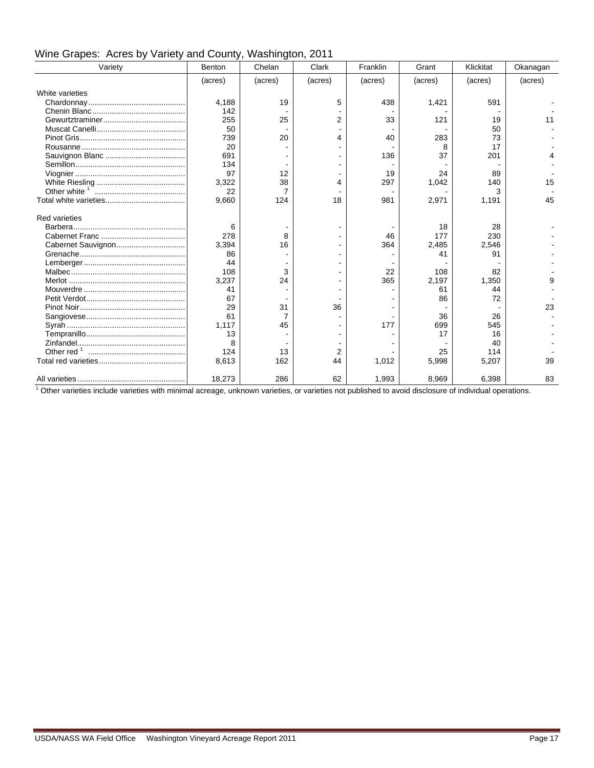# Wine Grapes: Acres by Variety and County, Washington, 2011

| Variety | Benton | Chelan | Clark | Franklin | Grant | Klickitat | Okanagan |
|---|---|---|---|---|---|---|---|
| | (acres) | (acres) | (acres) | (acres) | (acres) | (acres) | (acres) |
| White varieties | | | | | | | |
| Chardonnay | 4,188 | 19 | 5 | 438 | 1,421 | 591 | - |
| Chenin Blanc | 142 | - | - | - | - | - | - |
| Gewurztraminer | 255 | 25 | 2 | 33 | 121 | 19 | 11 |
| Muscat Canelli | 50 | - | - | - | - | 50 | - |
| Pinot Gris | 739 | 20 | 4 | 40 | 283 | 73 | - |
| Rousanne | 20 | - | - | - | 8 | 17 | - |
| Sauvignon Blanc | 691 | - | - | 136 | 37 | 201 | 4 |
| Semillon | 134 | - | - | - | - | - | - |
| Viognier | 97 | 12 | - | 19 | 24 | 89 | - |
| White Riesling | 3,322 | 38 | 4 | 297 | 1,042 | 140 | 15 |
| Other white [1] | 22 | 7 | - | - | - | 3 | - |
| Total white varieties | 9,660 | 124 | 18 | 981 | 2,971 | 1,191 | 45 |
| Red varieties | | | | | | | |
| Barbera | 6 | - | - | - | 18 | 28 | - |
| Cabernet Franc | 278 | 8 | - | 46 | 177 | 230 | - |
| Cabernet Sauvignon | 3,394 | 16 | - | 364 | 2,485 | 2,546 | - |
| Grenache | 86 | - | - | - | 41 | 91 | - |
| Lemberger | 44 | - | - | - | - | - | - |
| Malbec | 108 | 3 | - | 22 | 108 | 82 | - |
| Merlot | 3,237 | 24 | - | 365 | 2,197 | 1,350 | 9 |
| Mouverdre | 41 | - | - | - | 61 | 44 | - |
| Petit Verdot | 67 | - | - | - | 86 | 72 | - |
| Pinot Noir | 29 | 31 | 36 | - | - | - | 23 |
| Sangiovese | 61 | 7 | - | - | 36 | 26 | - |
| Syrah | 1,117 | 45 | - | 177 | 699 | 545 | - |
| Tempranillo | 13 | - | - | - | 17 | 16 | - |
| Zinfandel | 8 | - | - | - | - | 40 | - |
| Other red [1] | 124 | 13 | 2 | - | 25 | 114 | - |
| Total red varieties | 8,613 | 162 | 44 | 1,012 | 5,998 | 5,207 | 39 |
| All varieties | 18,273 | 286 | 62 | 1,993 | 8,969 | 6,398 | 83 |

[1] Other varieties include varieties with minimal acreage, unknown varieties, or varieties not published to avoid disclosure of individual operations.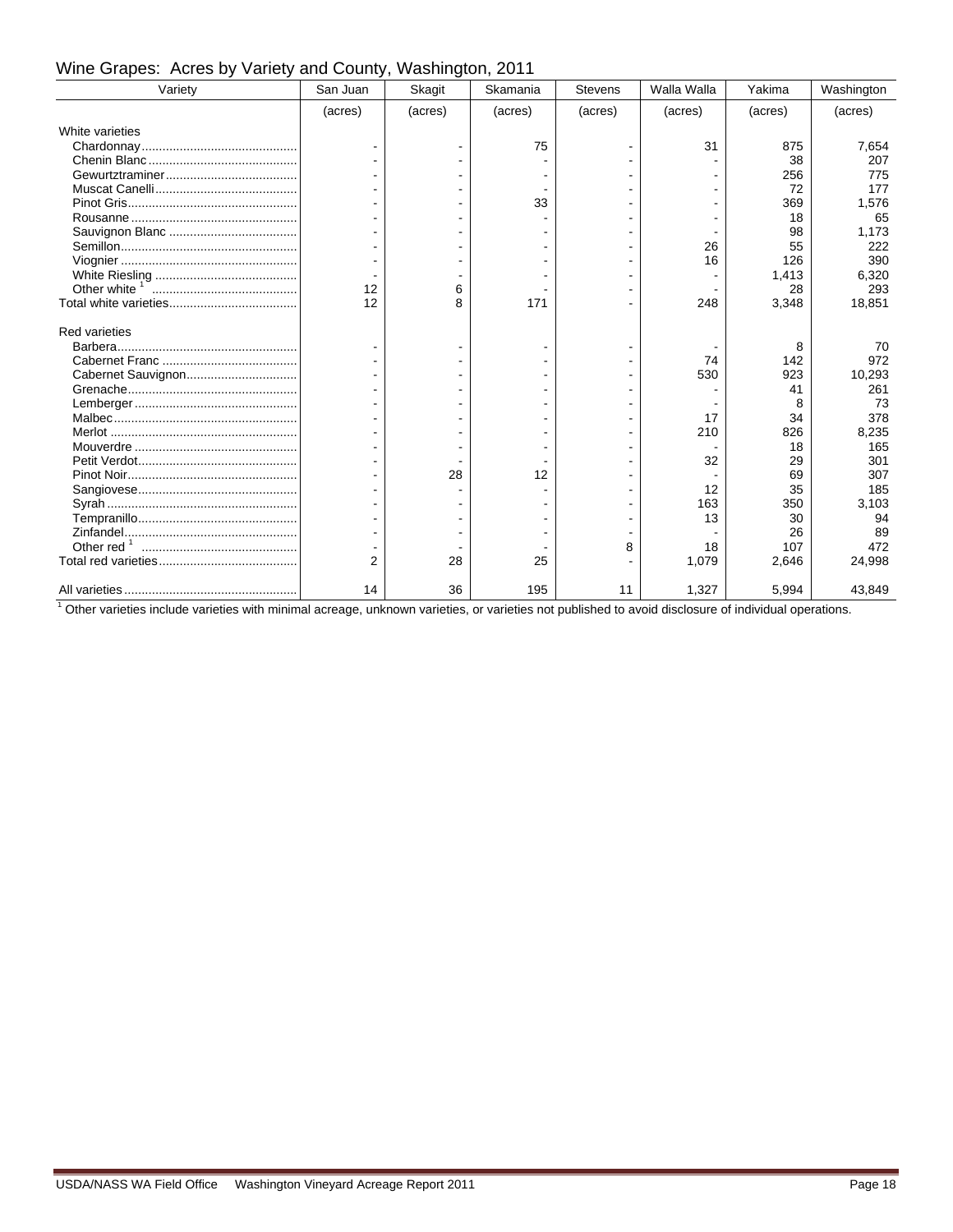## Wine Grapes: Acres by Variety and County, Washington, 2011

| Variety | San Juan | Skagit | Skamania | Stevens | Walla Walla | Yakima | Washington |
|---|---|---|---|---|---|---|---|
| | (acres) | (acres) | (acres) | (acres) | (acres) | (acres) | (acres) |
| White varieties | | | | | | | |
| Chardonnay | - | - | 75 | - | 31 | 875 | 7,654 |
| Chenin Blanc | - | - | - | - | - | 38 | 207 |
| Gewurtztraminer | - | - | - | - | - | 256 | 775 |
| Muscat Canelli | - | - | - | - | - | 72 | 177 |
| Pinot Gris | - | - | 33 | - | - | 369 | 1,576 |
| Rousanne | - | - | - | - | - | 18 | 65 |
| Sauvignon Blanc | - | - | - | - | - | 98 | 1,173 |
| Semillon | - | - | - | - | 26 | 55 | 222 |
| Viognier | - | - | - | - | 16 | 126 | 390 |
| White Riesling | - | - | - | - | - | 1,413 | 6,320 |
| Other white [1] | 12 | 6 | - | - | - | 28 | 293 |
| Total white varieties | 12 | 8 | 171 | - | 248 | 3,348 | 18,851 |
| | | | | | | | |
| Red varieties | | | | | | | |
| Barbera | - | - | - | - | - | 8 | 70 |
| Cabernet Franc | - | - | - | - | 74 | 142 | 972 |
| Cabernet Sauvignon | - | - | - | - | 530 | 923 | 10,293 |
| Grenache | - | - | - | - | - | 41 | 261 |
| Lemberger | - | - | - | - | - | 8 | 73 |
| Malbec | - | - | - | - | 17 | 34 | 378 |
| Merlot | - | - | - | - | 210 | 826 | 8,235 |
| Mouverdre | - | - | - | - | - | 18 | 165 |
| Petit Verdot | - | - | - | - | 32 | 29 | 301 |
| Pinot Noir | - | 28 | 12 | - | - | 69 | 307 |
| Sangiovese | - | - | - | - | 12 | 35 | 185 |
| Syrah | - | - | - | - | 163 | 350 | 3,103 |
| Tempranillo | - | - | - | - | 13 | 30 | 94 |
| Zinfandel | - | - | - | - | - | 26 | 89 |
| Other red [1] | - | - | - | 8 | 18 | 107 | 472 |
| Total red varieties | 2 | 28 | 25 | - | 1,079 | 2,646 | 24,998 |
| | | | | | | | |
| All varieties | 14 | 36 | 195 | 11 | 1,327 | 5,994 | 43,849 |

[1] Other varieties include varieties with minimal acreage, unknown varieties, or varieties not published to avoid disclosure of individual operations.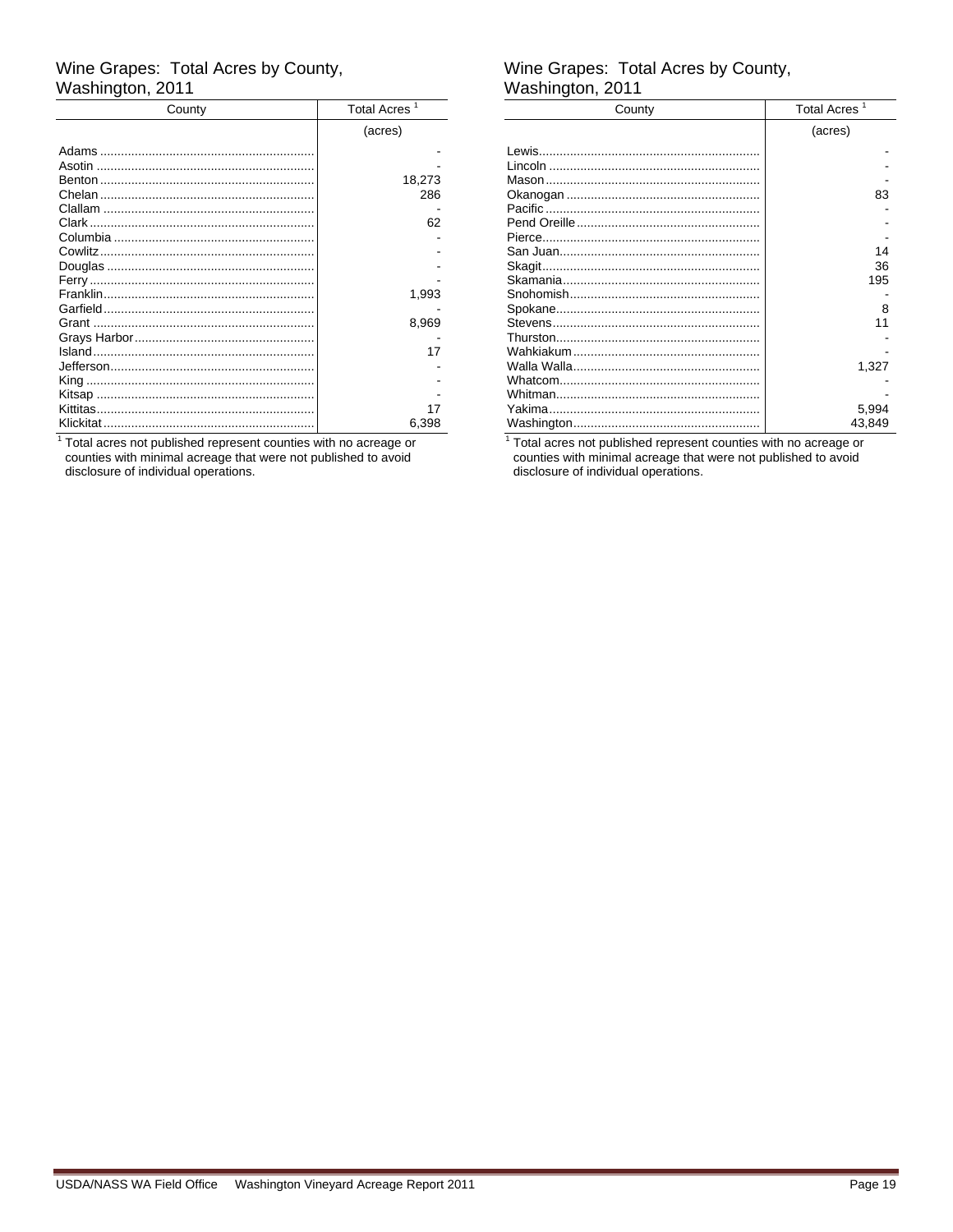## Wine Grapes: Total Acres by County, Washington, 2011

| County | Total Acres [1] |
|---|---|
| | (acres) |
| Adams | - |
| Asotin | - |
| Benton | 18,273 |
| Chelan | 286 |
| Clallam | - |
| Clark | 62 |
| Columbia | - |
| Cowlitz | - |
| Douglas | - |
| Ferry | - |
| Franklin | 1,993 |
| Garfield | - |
| Grant | 8,969 |
| Grays Harbor | - |
| Island | 17 |
| Jefferson | - |
| King | - |
| Kitsap | - |
| Kittitas | 17 |
| Klickitat | 6,398 |

[1] Total acres not published represent counties with no acreage or counties with minimal acreage that were not published to avoid disclosure of individual operations.

## Wine Grapes: Total Acres by County, Washington, 2011

| County | Total Acres [1] |
|---|---|
| | (acres) |
| Lewis | - |
| Lincoln | - |
| Mason | - |
| Okanogan | 83 |
| Pacific | - |
| Pend Oreille | - |
| Pierce | - |
| San Juan | 14 |
| Skagit | 36 |
| Skamania | 195 |
| Snohomish | - |
| Spokane | 8 |
| Stevens | 11 |
| Thurston | - |
| Wahkiakum | - |
| Walla Walla | 1,327 |
| Whatcom | - |
| Whitman | - |
| Yakima | 5,994 |
| Washington | 43,849 |

[1] Total acres not published represent counties with no acreage or counties with minimal acreage that were not published to avoid disclosure of individual operations.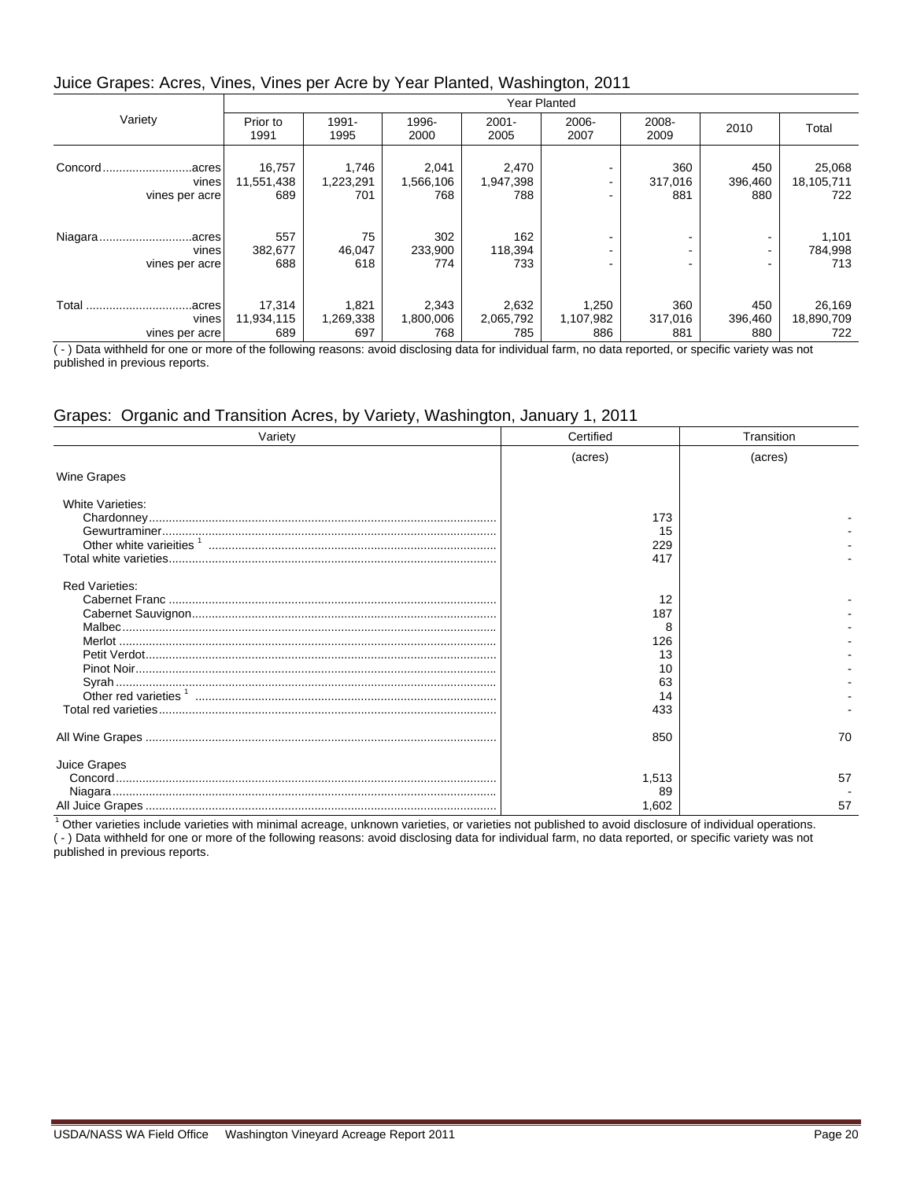## Juice Grapes: Acres, Vines, Vines per Acre by Year Planted, Washington, 2011

| Variety | | Year Planted | | | | | | | |
|---|---|---|---|---|---|---|---|---|---|
| | | Prior to 1991 | 1991-1995 | 1996-2000 | 2001-2005 | 2006-2007 | 2008-2009 | 2010 | Total |
| Concord | acres | 16,757 | 1,746 | 2,041 | 2,470 | - | 360 | 450 | 25,068 |
| | vines | 11,551,438 | 1,223,291 | 1,566,106 | 1,947,398 | - | 317,016 | 396,460 | 18,105,711 |
| | vines per acre | 689 | 701 | 768 | 788 | - | 881 | 880 | 722 |
| Niagara | acres | 557 | 75 | 302 | 162 | - | - | - | 1,101 |
| | vines | 382,677 | 46,047 | 233,900 | 118,394 | - | - | - | 784,998 |
| | vines per acre | 688 | 618 | 774 | 733 | - | - | - | 713 |
| Total | acres | 17,314 | 1,821 | 2,343 | 2,632 | 1,250 | 360 | 450 | 26,169 |
| | vines | 11,934,115 | 1,269,338 | 1,800,006 | 2,065,792 | 1,107,982 | 317,016 | 396,460 | 18,890,709 |
| | vines per acre | 689 | 697 | 768 | 785 | 886 | 881 | 880 | 722 |

( - ) Data withheld for one or more of the following reasons: avoid disclosing data for individual farm, no data reported, or specific variety was not published in previous reports.

## Grapes: Organic and Transition Acres, by Variety, Washington, January 1, 2011

| Variety | Certified | Transition |
|---|---|---|
| | (acres) | (acres) |
| **Wine Grapes** | | |
| White Varieties: | | |
| Chardonney | 173 | - |
| Gewurtraminer | 15 | - |
| Other white varieities [1] | 229 | - |
| Total white varieties | 417 | - |
| Red Varieties: | | |
| Cabernet Franc | 12 | - |
| Cabernet Sauvignon | 187 | - |
| Malbec | 8 | - |
| Merlot | 126 | - |
| Petit Verdot | 13 | - |
| Pinot Noir | 10 | - |
| Syrah | 63 | - |
| Other red varieties [1] | 14 | - |
| Total red varieties | 433 | - |
| All Wine Grapes | 850 | 70 |
| **Juice Grapes** | | |
| Concord | 1,513 | 57 |
| Niagara | 89 | - |
| All Juice Grapes | 1,602 | 57 |

[1] Other varieties include varieties with minimal acreage, unknown varieties, or varieties not published to avoid disclosure of individual operations.
( - ) Data withheld for one or more of the following reasons: avoid disclosing data for individual farm, no data reported, or specific variety was not published in previous reports.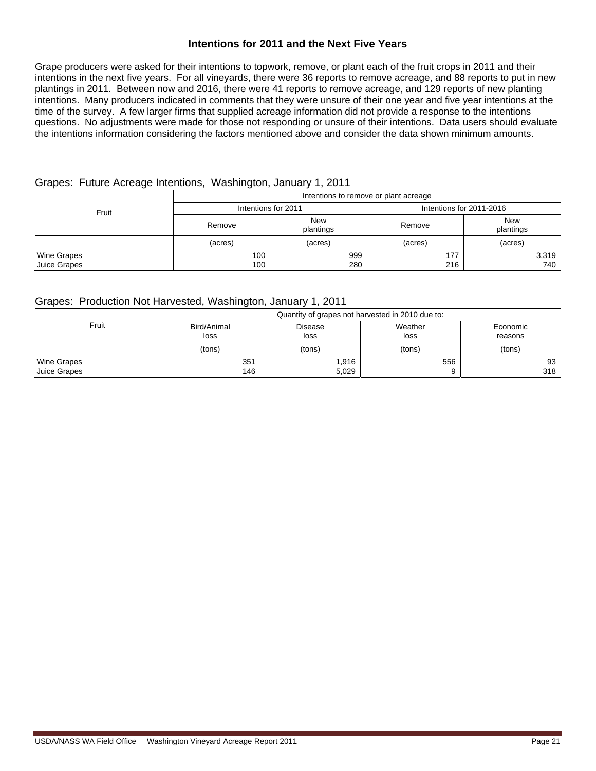## Intentions for 2011 and the Next Five Years

Grape producers were asked for their intentions to topwork, remove, or plant each of the fruit crops in 2011 and their intentions in the next five years. For all vineyards, there were 36 reports to remove acreage, and 88 reports to put in new plantings in 2011. Between now and 2016, there were 41 reports to remove acreage, and 129 reports of new planting intentions. Many producers indicated in comments that they were unsure of their one year and five year intentions at the time of the survey. A few larger firms that supplied acreage information did not provide a response to the intentions questions. No adjustments were made for those not responding or unsure of their intentions. Data users should evaluate the intentions information considering the factors mentioned above and consider the data shown minimum amounts.

### Grapes: Future Acreage Intentions, Washington, January 1, 2011

| Fruit | Intentions to remove or plant acreage | | | |
|---|---|---|---|---|
| | Intentions for 2011 | | Intentions for 2011-2016 | |
| | Remove | New plantings | Remove | New plantings |
| | (acres) | (acres) | (acres) | (acres) |
| Wine Grapes | 100 | 999 | 177 | 3,319 |
| Juice Grapes | 100 | 280 | 216 | 740 |

### Grapes: Production Not Harvested, Washington, January 1, 2011

| Fruit | Quantity of grapes not harvested in 2010 due to: | | | |
|---|---|---|---|---|
| | Bird/Animal loss | Disease loss | Weather loss | Economic reasons |
| | (tons) | (tons) | (tons) | (tons) |
| Wine Grapes | 351 | 1,916 | 556 | 93 |
| Juice Grapes | 146 | 5,029 | 9 | 318 |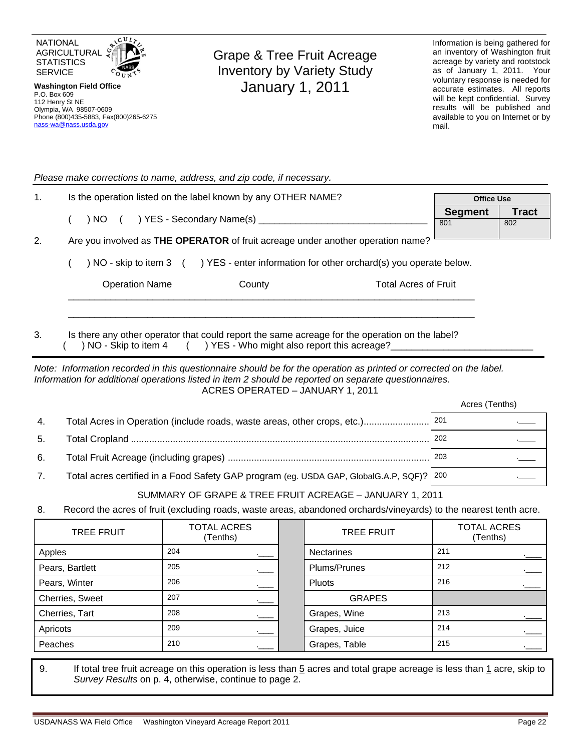NATIONAL AGRICULTURAL STATISTICS SERVICE

**Washington Field Office**
P.O. Box 609
112 Henry St NE
Olympia, WA 98507-0609
Phone (800)435-5883, Fax(800)265-6275
nass-wa@nass.usda.gov

# Grape & Tree Fruit Acreage Inventory by Variety Study January 1, 2011

Information is being gathered for an inventory of Washington fruit acreage by variety and rootstock as of January 1, 2011. Your voluntary response is needed for accurate estimates. All reports will be kept confidential. Survey results will be published and available to you on Internet or by mail.

*Please make corrections to name, address, and zip code, if necessary.*

| Office Use | |
|---|---|
| **Segment** | **Tract** |
| 801 | 802 |

1. Is the operation listed on the label known by any OTHER NAME?

   ( ) NO ( ) YES - Secondary Name(s) ________________________________

2. Are you involved as **THE OPERATOR** of fruit acreage under another operation name?

   ( ) NO - skip to item 3 ( ) YES - enter information for other orchard(s) you operate below.

| Operation Name | County | Total Acres of Fruit |
|---|---|---|
| | | |
| | | |

3. Is there any other operator that could report the same acreage for the operation on the label?
   ( ) NO - Skip to item 4 ( ) YES - Who might also report this acreage?__________________________

*Note: Information recorded in this questionnaire should be for the operation as printed or corrected on the label. Information for additional operations listed in item 2 should be reported on separate questionnaires.*

## ACRES OPERATED – JANUARY 1, 2011

| | | Acres (Tenths) |
|---|---|---|
| 4. | Total Acres in Operation (include roads, waste areas, other crops, etc.) | 201 .____ |
| 5. | Total Cropland | 202 .____ |
| 6. | Total Fruit Acreage (including grapes) | 203 .____ |
| 7. | Total acres certified in a Food Safety GAP program (eg. USDA GAP, GlobalG.A.P, SQF)? | 200 .____ |

## SUMMARY OF GRAPE & TREE FRUIT ACREAGE – JANUARY 1, 2011

8. Record the acres of fruit (excluding roads, waste areas, abandoned orchards/vineyards) to the nearest tenth acre.

| TREE FRUIT | TOTAL ACRES (Tenths) | | TREE FRUIT | TOTAL ACRES (Tenths) |
|---|---|---|---|---|
| Apples | 204 .___ | | Nectarines | 211 .___ |
| Pears, Bartlett | 205 .___ | | Plums/Prunes | 212 .___ |
| Pears, Winter | 206 .___ | | Pluots | 216 .___ |
| Cherries, Sweet | 207 .___ | | GRAPES | |
| Cherries, Tart | 208 .___ | | Grapes, Wine | 213 .___ |
| Apricots | 209 .___ | | Grapes, Juice | 214 .___ |
| Peaches | 210 .___ | | Grapes, Table | 215 .___ |

9. If total tree fruit acreage on this operation is less than 5 acres and total grape acreage is less than 1 acre, skip to *Survey Results* on p. 4, otherwise, continue to page 2.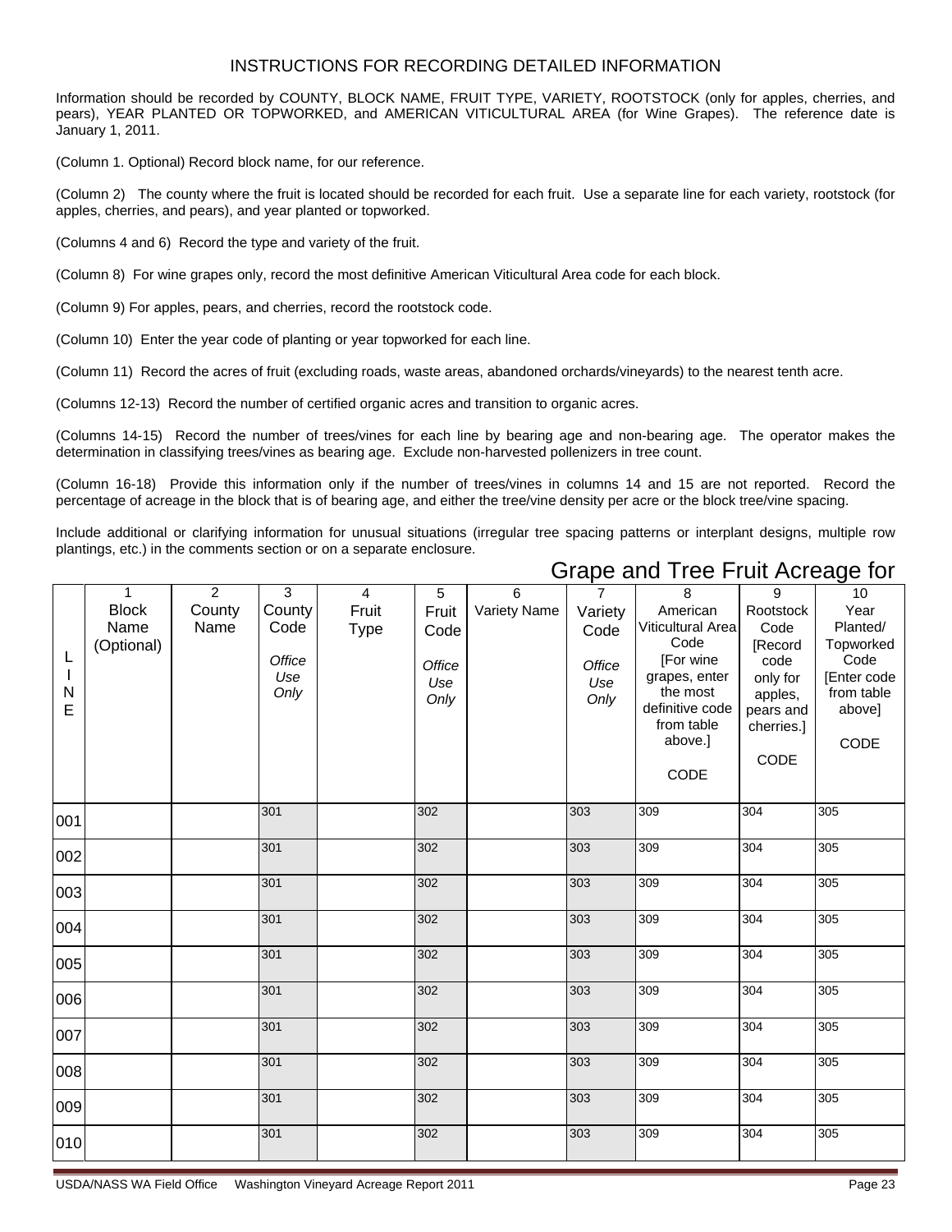# INSTRUCTIONS FOR RECORDING DETAILED INFORMATION

Information should be recorded by COUNTY, BLOCK NAME, FRUIT TYPE, VARIETY, ROOTSTOCK (only for apples, cherries, and pears), YEAR PLANTED OR TOPWORKED, and AMERICAN VITICULTURAL AREA (for Wine Grapes). The reference date is January 1, 2011.

(Column 1. Optional) Record block name, for our reference.

(Column 2) The county where the fruit is located should be recorded for each fruit. Use a separate line for each variety, rootstock (for apples, cherries, and pears), and year planted or topworked.

(Columns 4 and 6) Record the type and variety of the fruit.

(Column 8) For wine grapes only, record the most definitive American Viticultural Area code for each block.

(Column 9) For apples, pears, and cherries, record the rootstock code.

(Column 10) Enter the year code of planting or year topworked for each line.

(Column 11) Record the acres of fruit (excluding roads, waste areas, abandoned orchards/vineyards) to the nearest tenth acre.

(Columns 12-13) Record the number of certified organic acres and transition to organic acres.

(Columns 14-15) Record the number of trees/vines for each line by bearing age and non-bearing age. The operator makes the determination in classifying trees/vines as bearing age. Exclude non-harvested pollenizers in tree count.

(Column 16-18) Provide this information only if the number of trees/vines in columns 14 and 15 are not reported. Record the percentage of acreage in the block that is of bearing age, and either the tree/vine density per acre or the block tree/vine spacing.

Include additional or clarifying information for unusual situations (irregular tree spacing patterns or interplant designs, multiple row plantings, etc.) in the comments section or on a separate enclosure.

## Grape and Tree Fruit Acreage for

| LINE | 1 Block Name (Optional) | 2 County Name | 3 County Code *Office Use Only* | 4 Fruit Type | 5 Fruit Code *Office Use Only* | 6 Variety Name | 7 Variety Code *Office Use Only* | 8 American Viticultural Area Code [For wine grapes, enter the most definitive code from table above.] CODE | 9 Rootstock Code [Record code only for apples, pears and cherries.] CODE | 10 Year Planted/ Topworked Code [Enter code from table above] CODE |
|---|---|---|---|---|---|---|---|---|---|---|
| 001 | | | 301 | | 302 | | 303 | 309 | 304 | 305 |
| 002 | | | 301 | | 302 | | 303 | 309 | 304 | 305 |
| 003 | | | 301 | | 302 | | 303 | 309 | 304 | 305 |
| 004 | | | 301 | | 302 | | 303 | 309 | 304 | 305 |
| 005 | | | 301 | | 302 | | 303 | 309 | 304 | 305 |
| 006 | | | 301 | | 302 | | 303 | 309 | 304 | 305 |
| 007 | | | 301 | | 302 | | 303 | 309 | 304 | 305 |
| 008 | | | 301 | | 302 | | 303 | 309 | 304 | 305 |
| 009 | | | 301 | | 302 | | 303 | 309 | 304 | 305 |
| 010 | | | 301 | | 302 | | 303 | 309 | 304 | 305 |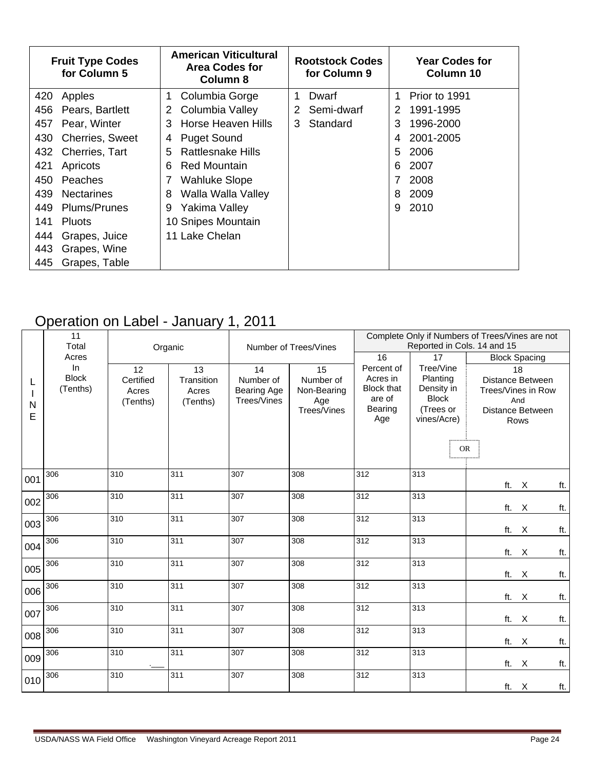| Fruit Type Codes for Column 5 | American Viticultural Area Codes for Column 8 | Rootstock Codes for Column 9 | Year Codes for Column 10 |
|---|---|---|---|
| 420 Apples | 1 Columbia Gorge | 1 Dwarf | 1 Prior to 1991 |
| 456 Pears, Bartlett | 2 Columbia Valley | 2 Semi-dwarf | 2 1991-1995 |
| 457 Pear, Winter | 3 Horse Heaven Hills | 3 Standard | 3 1996-2000 |
| 430 Cherries, Sweet | 4 Puget Sound | | 4 2001-2005 |
| 432 Cherries, Tart | 5 Rattlesnake Hills | | 5 2006 |
| 421 Apricots | 6 Red Mountain | | 6 2007 |
| 450 Peaches | 7 Wahluke Slope | | 7 2008 |
| 439 Nectarines | 8 Walla Walla Valley | | 8 2009 |
| 449 Plums/Prunes | 9 Yakima Valley | | 9 2010 |
| 141 Pluots | 10 Snipes Mountain | | |
| 444 Grapes, Juice | 11 Lake Chelan | | |
| 443 Grapes, Wine | | | |
| 445 Grapes, Table | | | |

## Operation on Label - January 1, 2011

| LINE | 11 Total Acres In Block (Tenths) | Organic | | Number of Trees/Vines | | Complete Only if Numbers of Trees/Vines are not Reported in Cols. 14 and 15 | | |
|---|---|---|---|---|---|---|---|---|
| | | 12 Certified Acres (Tenths) | 13 Transition Acres (Tenths) | 14 Number of Bearing Age Trees/Vines | 15 Number of Non-Bearing Age Trees/Vines | 16 Percent of Acres in Block that are of Bearing Age | 17 Tree/Vine Planting Density in Block (Trees or vines/Acre) OR | Block Spacing 18 Distance Between Trees/Vines in Row And Distance Between Rows |
| 001 | 306 | 310 | 311 | 307 | 308 | 312 | 313 | ft. X ft. |
| 002 | 306 | 310 | 311 | 307 | 308 | 312 | 313 | ft. X ft. |
| 003 | 306 | 310 | 311 | 307 | 308 | 312 | 313 | ft. X ft. |
| 004 | 306 | 310 | 311 | 307 | 308 | 312 | 313 | ft. X ft. |
| 005 | 306 | 310 | 311 | 307 | 308 | 312 | 313 | ft. X ft. |
| 006 | 306 | 310 | 311 | 307 | 308 | 312 | 313 | ft. X ft. |
| 007 | 306 | 310 | 311 | 307 | 308 | 312 | 313 | ft. X ft. |
| 008 | 306 | 310 | 311 | 307 | 308 | 312 | 313 | ft. X ft. |
| 009 | 306 | 310 | 311 | 307 | 308 | 312 | 313 | ft. X ft. |
| 010 | 306 | 310 | 311 | 307 | 308 | 312 | 313 | ft. X ft. |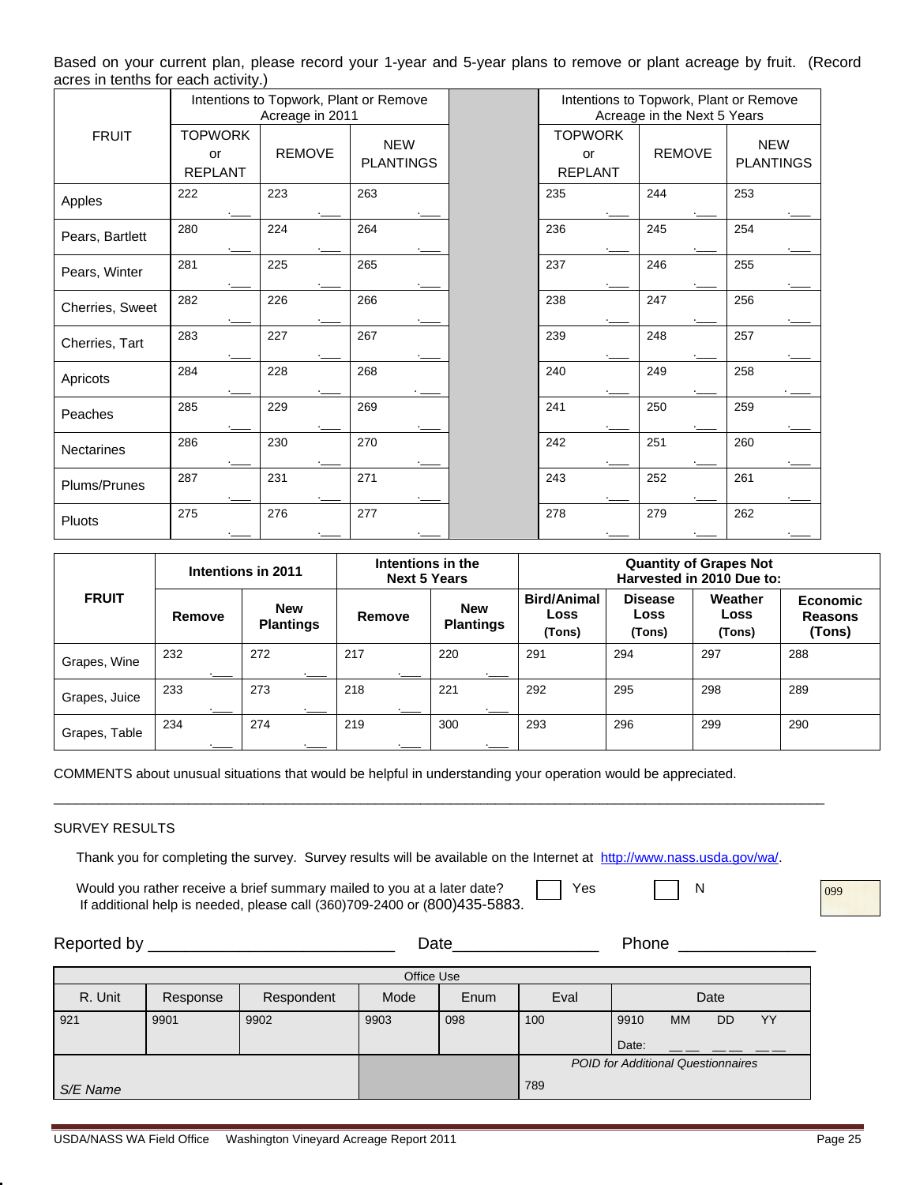Based on your current plan, please record your 1-year and 5-year plans to remove or plant acreage by fruit. (Record acres in tenths for each activity.)

| FRUIT | Intentions to Topwork, Plant or Remove Acreage in 2011 | | | | Intentions to Topwork, Plant or Remove Acreage in the Next 5 Years | | |
|---|---|---|---|---|---|---|---|
| | TOPWORK or REPLANT | REMOVE | NEW PLANTINGS | | TOPWORK or REPLANT | REMOVE | NEW PLANTINGS |
| Apples | 222 .___ | 223 .___ | 263 .___ | | 235 .___ | 244 .___ | 253 .___ |
| Pears, Bartlett | 280 .___ | 224 .___ | 264 .___ | | 236 .___ | 245 .___ | 254 .___ |
| Pears, Winter | 281 .___ | 225 .___ | 265 .___ | | 237 .___ | 246 .___ | 255 .___ |
| Cherries, Sweet | 282 .___ | 226 .___ | 266 .___ | | 238 .___ | 247 .___ | 256 .___ |
| Cherries, Tart | 283 .___ | 227 .___ | 267 .___ | | 239 .___ | 248 .___ | 257 .___ |
| Apricots | 284 .___ | 228 .___ | 268 .___ | | 240 .___ | 249 .___ | 258 .___ |
| Peaches | 285 .___ | 229 .___ | 269 .___ | | 241 .___ | 250 .___ | 259 .___ |
| Nectarines | 286 .___ | 230 .___ | 270 .___ | | 242 .___ | 251 .___ | 260 .___ |
| Plums/Prunes | 287 .___ | 231 .___ | 271 .___ | | 243 .___ | 252 .___ | 261 .___ |
| Pluots | 275 .___ | 276 .___ | 277 .___ | | 278 .___ | 279 .___ | 262 .___ |

| **FRUIT** | **Intentions in 2011** | | **Intentions in the Next 5 Years** | | **Quantity of Grapes Not Harvested in 2010 Due to:** | | | |
|---|---|---|---|---|---|---|---|---|
| | **Remove** | **New Plantings** | **Remove** | **New Plantings** | **Bird/Animal Loss (Tons)** | **Disease Loss (Tons)** | **Weather Loss (Tons)** | **Economic Reasons (Tons)** |
| Grapes, Wine | 232 .___ | 272 .___ | 217 .___ | 220 .___ | 291 | 294 | 297 | 288 |
| Grapes, Juice | 233 .___ | 273 .___ | 218 .___ | 221 .___ | 292 | 295 | 298 | 289 |
| Grapes, Table | 234 .___ | 274 .___ | 219 .___ | 300 .___ | 293 | 296 | 299 | 290 |

COMMENTS about unusual situations that would be helpful in understanding your operation would be appreciated.

_______________________________________________________________________________________________

SURVEY RESULTS

Thank you for completing the survey. Survey results will be available on the Internet at http://www.nass.usda.gov/wa/.

Would you rather receive a brief summary mailed to you at a later date? ☐ Yes ☐ N 099

If additional help is needed, please call (360)709-2400 or (800)435-5883.

Reported by ___________________________ Date________________ Phone ________________

| Office Use | | | | | | |
|---|---|---|---|---|---|---|
| R. Unit | Response | Respondent | Mode | Enum | Eval | Date |
| 921 | 9901 | 9902 | 9903 | 098 | 100 | 9910 MM DD YY Date: __ __ __ __ __ __ |
| *S/E Name* | | | | | 789 | *POID for Additional Questionnaires* |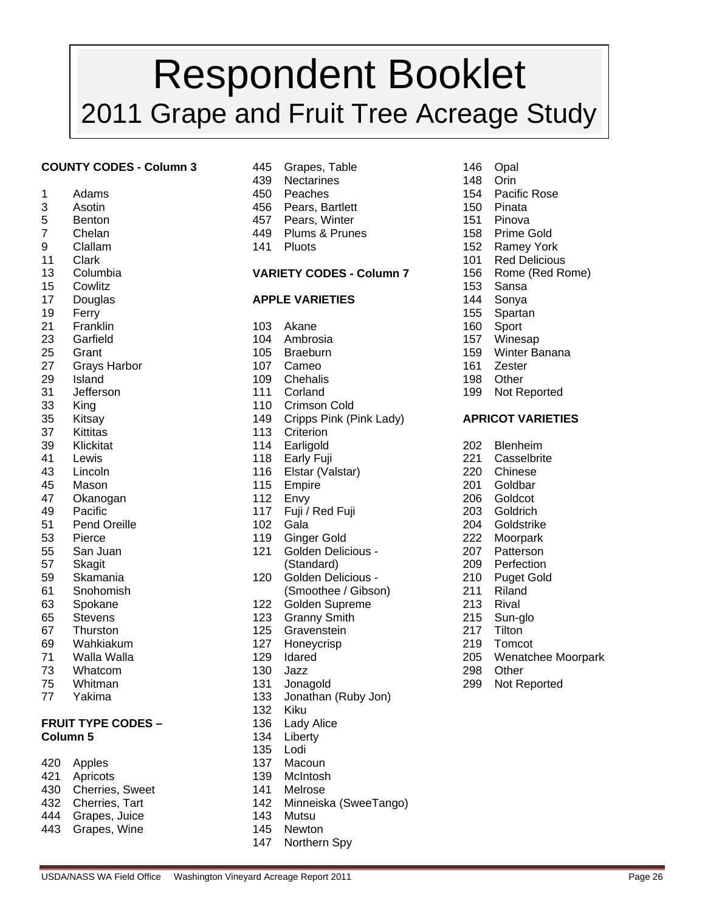# Respondent Booklet

## 2011 Grape and Fruit Tree Acreage Study

**COUNTY CODES - Column 3**

| Code | County |
|---|---|
| 1 | Adams |
| 3 | Asotin |
| 5 | Benton |
| 7 | Chelan |
| 9 | Clallam |
| 11 | Clark |
| 13 | Columbia |
| 15 | Cowlitz |
| 17 | Douglas |
| 19 | Ferry |
| 21 | Franklin |
| 23 | Garfield |
| 25 | Grant |
| 27 | Grays Harbor |
| 29 | Island |
| 31 | Jefferson |
| 33 | King |
| 35 | Kitsay |
| 37 | Kittitas |
| 39 | Klickitat |
| 41 | Lewis |
| 43 | Lincoln |
| 45 | Mason |
| 47 | Okanogan |
| 49 | Pacific |
| 51 | Pend Oreille |
| 53 | Pierce |
| 55 | San Juan |
| 57 | Skagit |
| 59 | Skamania |
| 61 | Snohomish |
| 63 | Spokane |
| 65 | Stevens |
| 67 | Thurston |
| 69 | Wahkiakum |
| 71 | Walla Walla |
| 73 | Whatcom |
| 75 | Whitman |
| 77 | Yakima |

**FRUIT TYPE CODES – Column 5**

| Code | Fruit Type |
|---|---|
| 420 | Apples |
| 421 | Apricots |
| 430 | Cherries, Sweet |
| 432 | Cherries, Tart |
| 444 | Grapes, Juice |
| 443 | Grapes, Wine |
| 445 | Grapes, Table |
| 439 | Nectarines |
| 450 | Peaches |
| 456 | Pears, Bartlett |
| 457 | Pears, Winter |
| 449 | Plums & Prunes |
| 141 | Pluots |

**VARIETY CODES - Column 7**

**APPLE VARIETIES**

| Code | Variety |
|---|---|
| 103 | Akane |
| 104 | Ambrosia |
| 105 | Braeburn |
| 107 | Cameo |
| 109 | Chehalis |
| 111 | Corland |
| 110 | Crimson Cold |
| 149 | Cripps Pink (Pink Lady) |
| 113 | Criterion |
| 114 | Earligold |
| 118 | Early Fuji |
| 116 | Elstar (Valstar) |
| 115 | Empire |
| 112 | Envy |
| 117 | Fuji / Red Fuji |
| 102 | Gala |
| 119 | Ginger Gold |
| 121 | Golden Delicious - (Standard) |
| 120 | Golden Delicious - (Smoothee / Gibson) |
| 122 | Golden Supreme |
| 123 | Granny Smith |
| 125 | Gravenstein |
| 127 | Honeycrisp |
| 129 | Idared |
| 130 | Jazz |
| 131 | Jonagold |
| 133 | Jonathan (Ruby Jon) |
| 132 | Kiku |
| 136 | Lady Alice |
| 134 | Liberty |
| 135 | Lodi |
| 137 | Macoun |
| 139 | McIntosh |
| 141 | Melrose |
| 142 | Minneiska (SweeTango) |
| 143 | Mutsu |
| 145 | Newton |
| 147 | Northern Spy |
| 146 | Opal |
| 148 | Orin |
| 154 | Pacific Rose |
| 150 | Pinata |
| 151 | Pinova |
| 158 | Prime Gold |
| 152 | Ramey York |
| 101 | Red Delicious |
| 156 | Rome (Red Rome) |
| 153 | Sansa |
| 144 | Sonya |
| 155 | Spartan |
| 160 | Sport |
| 157 | Winesap |
| 159 | Winter Banana |
| 161 | Zester |
| 198 | Other |
| 199 | Not Reported |

**APRICOT VARIETIES**

| Code | Variety |
|---|---|
| 202 | Blenheim |
| 221 | Casselbrite |
| 220 | Chinese |
| 201 | Goldbar |
| 206 | Goldcot |
| 203 | Goldrich |
| 204 | Goldstrike |
| 222 | Moorpark |
| 207 | Patterson |
| 209 | Perfection |
| 210 | Puget Gold |
| 211 | Riland |
| 213 | Rival |
| 215 | Sun-glo |
| 217 | Tilton |
| 219 | Tomcot |
| 205 | Wenatchee Moorpark |
| 298 | Other |
| 299 | Not Reported |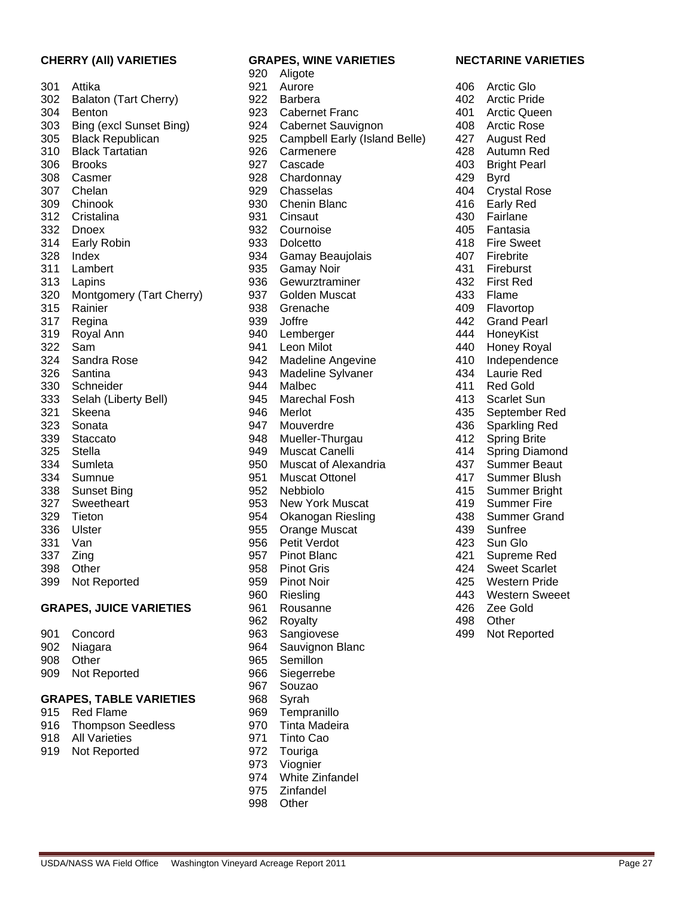### CHERRY (All) VARIETIES

301 Attika
302 Balaton (Tart Cherry)
304 Benton
303 Bing (excl Sunset Bing)
305 Black Republican
310 Black Tartatian
306 Brooks
308 Casmer
307 Chelan
309 Chinook
312 Cristalina
332 Dnoex
314 Early Robin
328 Index
311 Lambert
313 Lapins
320 Montgomery (Tart Cherry)
315 Rainier
317 Regina
319 Royal Ann
322 Sam
324 Sandra Rose
326 Santina
330 Schneider
333 Selah (Liberty Bell)
321 Skeena
323 Sonata
339 Staccato
325 Stella
334 Sumleta
334 Sumnue
338 Sunset Bing
327 Sweetheart
329 Tieton
336 Ulster
331 Van
337 Zing
398 Other
399 Not Reported

### GRAPES, JUICE VARIETIES

901 Concord
902 Niagara
908 Other
909 Not Reported

### GRAPES, TABLE VARIETIES

915 Red Flame
916 Thompson Seedless
918 All Varieties
919 Not Reported

### GRAPES, WINE VARIETIES

920 Aligote
921 Aurore
922 Barbera
923 Cabernet Franc
924 Cabernet Sauvignon
925 Campbell Early (Island Belle)
926 Carmenere
927 Cascade
928 Chardonnay
929 Chasselas
930 Chenin Blanc
931 Cinsaut
932 Cournoise
933 Dolcetto
934 Gamay Beaujolais
935 Gamay Noir
936 Gewurztraminer
937 Golden Muscat
938 Grenache
939 Joffre
940 Lemberger
941 Leon Milot
942 Madeline Angevine
943 Madeline Sylvaner
944 Malbec
945 Marechal Fosh
946 Merlot
947 Mouverdre
948 Mueller-Thurgau
949 Muscat Canelli
950 Muscat of Alexandria
951 Muscat Ottonel
952 Nebbiolo
953 New York Muscat
954 Okanogan Riesling
955 Orange Muscat
956 Petit Verdot
957 Pinot Blanc
958 Pinot Gris
959 Pinot Noir
960 Riesling
961 Rousanne
962 Royalty
963 Sangiovese
964 Sauvignon Blanc
965 Semillon
966 Siegerrebe
967 Souzao
968 Syrah
969 Tempranillo
970 Tinta Madeira
971 Tinto Cao
972 Touriga
973 Viognier
974 White Zinfandel
975 Zinfandel
998 Other

### NECTARINE VARIETIES

406 Arctic Glo
402 Arctic Pride
401 Arctic Queen
408 Arctic Rose
427 August Red
428 Autumn Red
403 Bright Pearl
429 Byrd
404 Crystal Rose
416 Early Red
430 Fairlane
405 Fantasia
418 Fire Sweet
407 Firebrite
431 Fireburst
432 First Red
433 Flame
409 Flavortop
442 Grand Pearl
444 HoneyKist
440 Honey Royal
410 Independence
434 Laurie Red
411 Red Gold
413 Scarlet Sun
435 September Red
436 Sparkling Red
412 Spring Brite
414 Spring Diamond
437 Summer Beaut
417 Summer Blush
415 Summer Bright
419 Summer Fire
438 Summer Grand
439 Sunfree
423 Sun Glo
421 Supreme Red
424 Sweet Scarlet
425 Western Pride
443 Western Sweeet
426 Zee Gold
498 Other
499 Not Reported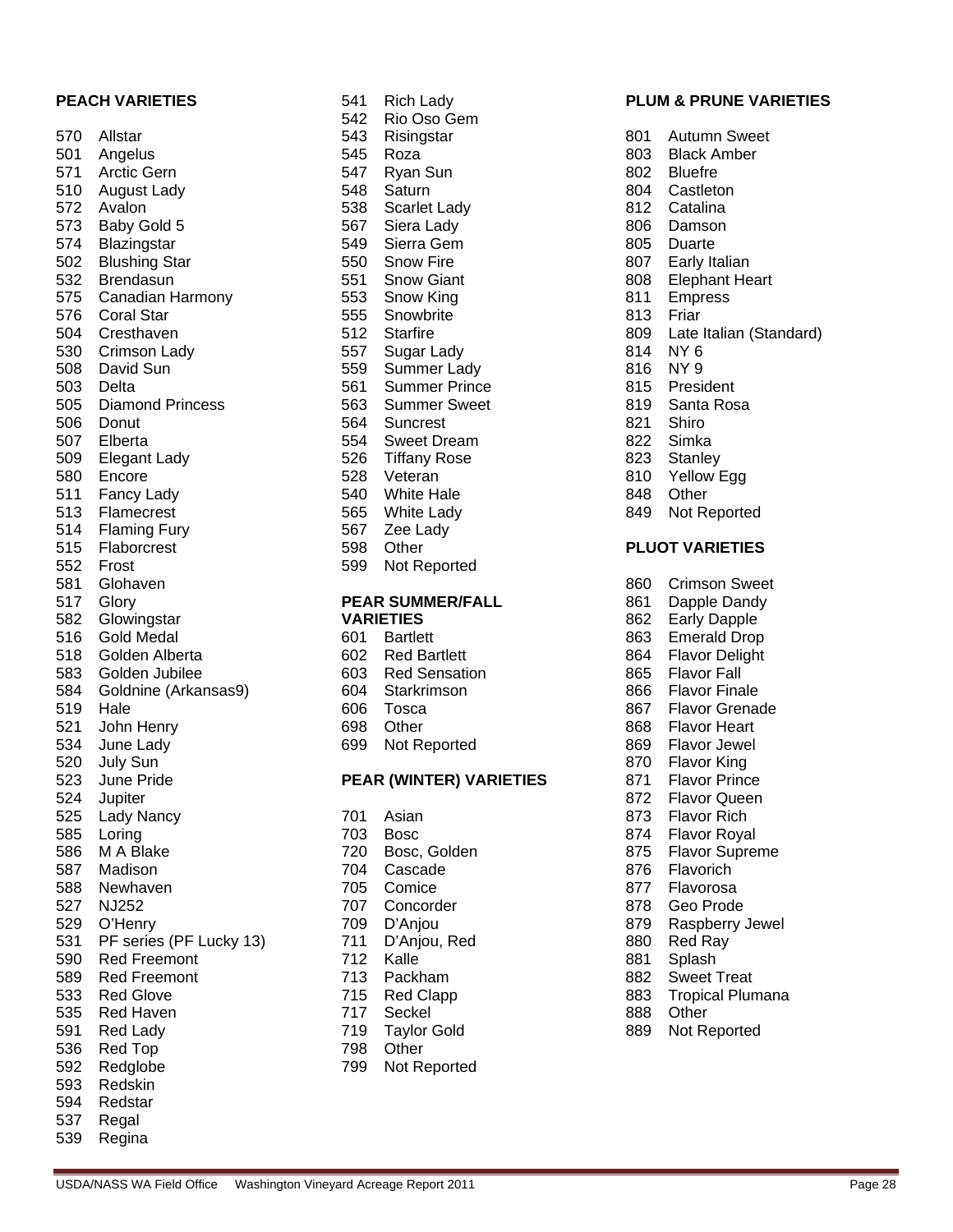## PEACH VARIETIES

570 Allstar
501 Angelus
571 Arctic Gern
510 August Lady
572 Avalon
573 Baby Gold 5
574 Blazingstar
502 Blushing Star
532 Brendasun
575 Canadian Harmony
576 Coral Star
504 Cresthaven
530 Crimson Lady
508 David Sun
503 Delta
505 Diamond Princess
506 Donut
507 Elberta
509 Elegant Lady
580 Encore
511 Fancy Lady
513 Flamecrest
514 Flaming Fury
515 Flaborcrest
552 Frost
581 Glohaven
517 Glory
582 Glowingstar
516 Gold Medal
518 Golden Alberta
583 Golden Jubilee
584 Goldnine (Arkansas9)
519 Hale
521 John Henry
534 June Lady
520 July Sun
523 June Pride
524 Jupiter
525 Lady Nancy
585 Loring
586 M A Blake
587 Madison
588 Newhaven
527 NJ252
529 O'Henry
531 PF series (PF Lucky 13)
590 Red Freemont
589 Red Freemont
533 Red Glove
535 Red Haven
591 Red Lady
536 Red Top
592 Redglobe
593 Redskin
594 Redstar
537 Regal
539 Regina
541 Rich Lady
542 Rio Oso Gem
543 Risingstar
545 Roza
547 Ryan Sun
548 Saturn
538 Scarlet Lady
567 Siera Lady
549 Sierra Gem
550 Snow Fire
551 Snow Giant
553 Snow King
555 Snowbrite
512 Starfire
557 Sugar Lady
559 Summer Lady
561 Summer Prince
563 Summer Sweet
564 Suncrest
554 Sweet Dream
526 Tiffany Rose
528 Veteran
540 White Hale
565 White Lady
567 Zee Lady
598 Other
599 Not Reported

## PEAR SUMMER/FALL VARIETIES

601 Bartlett
602 Red Bartlett
603 Red Sensation
604 Starkrimson
606 Tosca
698 Other
699 Not Reported

## PEAR (WINTER) VARIETIES

701 Asian
703 Bosc
720 Bosc, Golden
704 Cascade
705 Comice
707 Concorder
709 D'Anjou
711 D'Anjou, Red
712 Kalle
713 Packham
715 Red Clapp
717 Seckel
719 Taylor Gold
798 Other
799 Not Reported

## PLUM & PRUNE VARIETIES

801 Autumn Sweet
803 Black Amber
802 Bluefre
804 Castleton
812 Catalina
806 Damson
805 Duarte
807 Early Italian
808 Elephant Heart
811 Empress
813 Friar
809 Late Italian (Standard)
814 NY 6
816 NY 9
815 President
819 Santa Rosa
821 Shiro
822 Simka
823 Stanley
810 Yellow Egg
848 Other
849 Not Reported

## PLUOT VARIETIES

860 Crimson Sweet
861 Dapple Dandy
862 Early Dapple
863 Emerald Drop
864 Flavor Delight
865 Flavor Fall
866 Flavor Finale
867 Flavor Grenade
868 Flavor Heart
869 Flavor Jewel
870 Flavor King
871 Flavor Prince
872 Flavor Queen
873 Flavor Rich
874 Flavor Royal
875 Flavor Supreme
876 Flavorich
877 Flavorosa
878 Geo Prode
879 Raspberry Jewel
880 Red Ray
881 Splash
882 Sweet Treat
883 Tropical Plumana
888 Other
889 Not Reported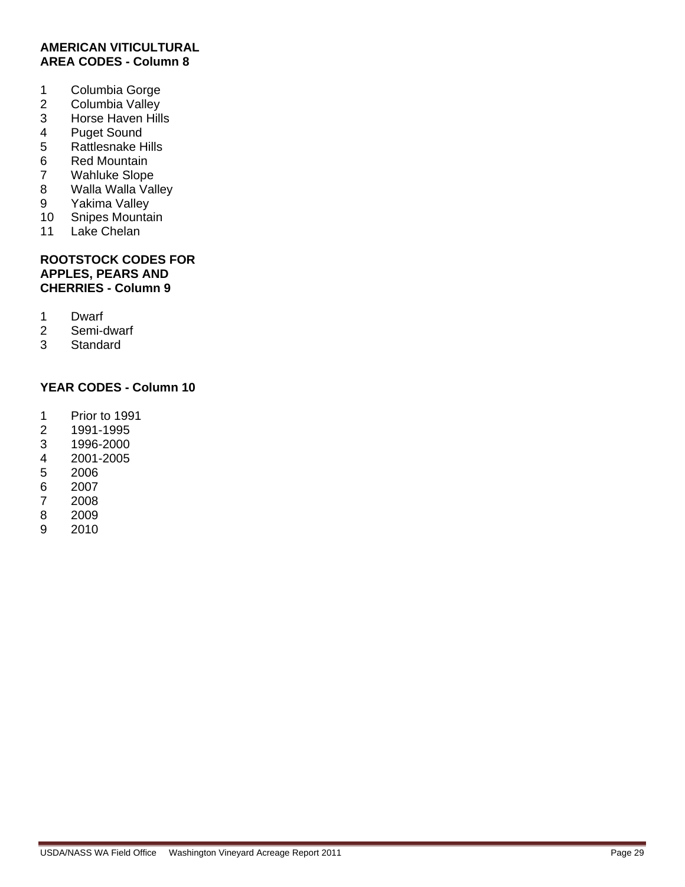**AMERICAN VITICULTURAL AREA CODES - Column 8**

1 Columbia Gorge
2 Columbia Valley
3 Horse Haven Hills
4 Puget Sound
5 Rattlesnake Hills
6 Red Mountain
7 Wahluke Slope
8 Walla Walla Valley
9 Yakima Valley
10 Snipes Mountain
11 Lake Chelan

**ROOTSTOCK CODES FOR APPLES, PEARS AND CHERRIES - Column 9**

1 Dwarf
2 Semi-dwarf
3 Standard

**YEAR CODES - Column 10**

1 Prior to 1991
2 1991-1995
3 1996-2000
4 2001-2005
5 2006
6 2007
7 2008
8 2009
9 2010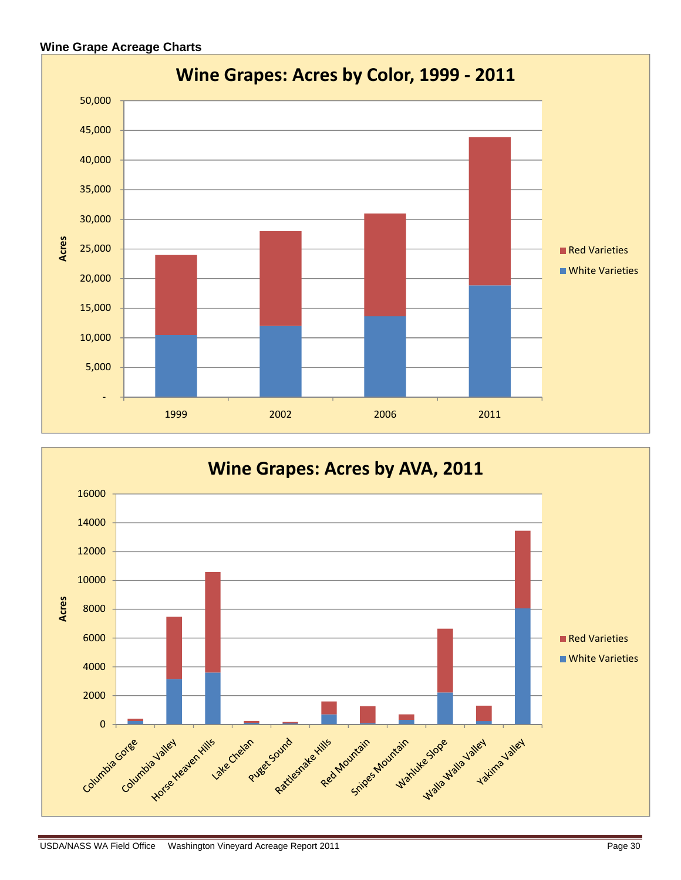**Wine Grape Acreage Charts**

## Wine Grapes: Acres by Color, 1999 - 2011

Acres

50,000
45,000
40,000
35,000
30,000
25,000
20,000
15,000
10,000
5,000
-

1999 2002 2006 2011

Red Varieties
White Varieties

## Wine Grapes: Acres by AVA, 2011

Acres

16000
14000
12000
10000
8000
6000
4000
2000
0

Columbia Gorge, Columbia Valley, Horse Heaven Hills, Lake Chelan, Puget Sound, Rattlesnake Hills, Red Mountain, Snipes Mountain, Wahluke Slope, Walla Walla Valley, Yakima Valley

Red Varieties
White Varieties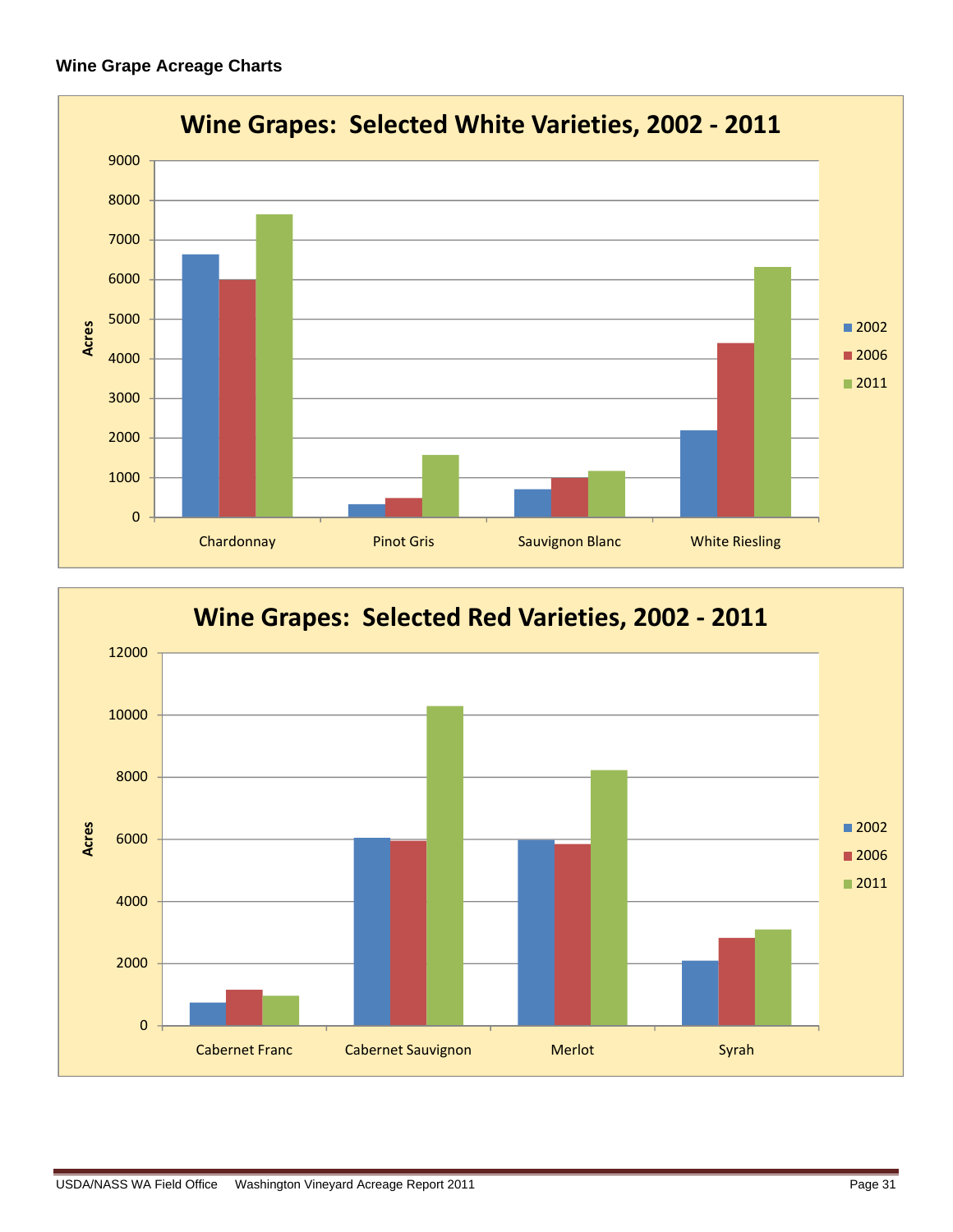**Wine Grape Acreage Charts**

Wine Grapes: Selected White Varieties, 2002 - 2011

Acres

9000
8000
7000
6000
5000
4000
3000
2000
1000
0

Chardonnay
Pinot Gris
Sauvignon Blanc
White Riesling

2002
2006
2011

Wine Grapes: Selected Red Varieties, 2002 - 2011

Acres

12000
10000
8000
6000
4000
2000
0

Cabernet Franc
Cabernet Sauvignon
Merlot
Syrah

2002
2006
2011